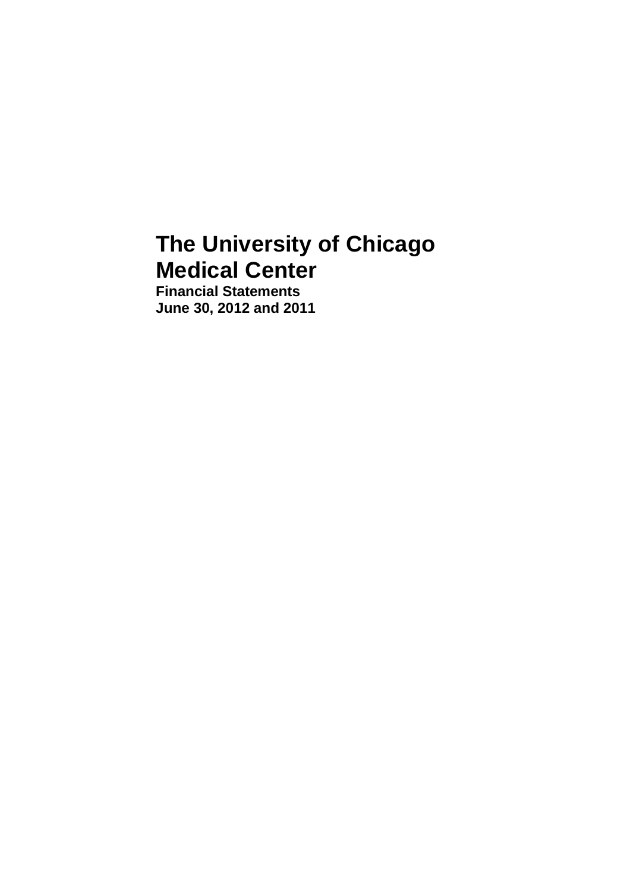# The University of Chicago Medical Center

**Financial Statements**
**June 30, 2012 and 2011**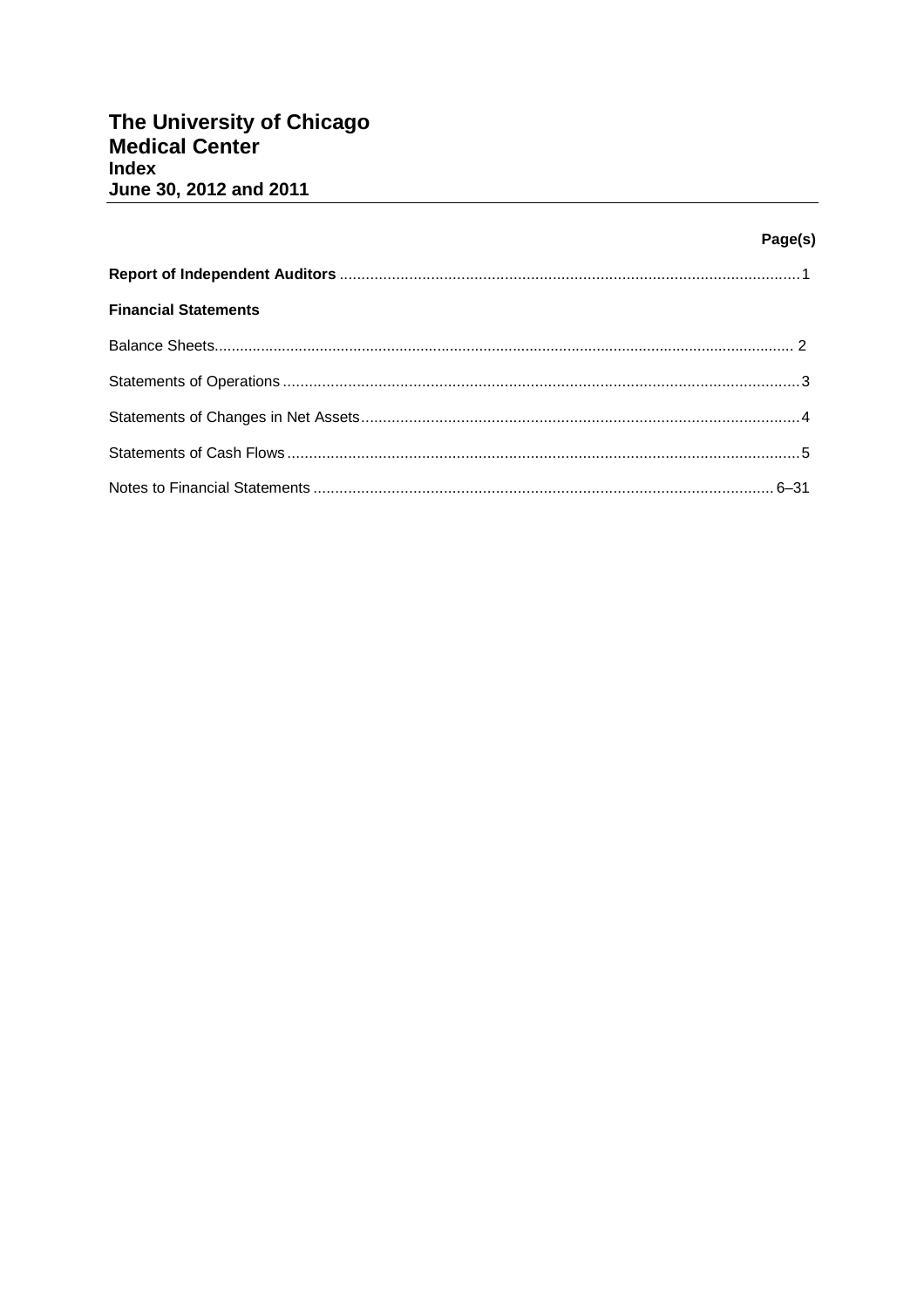# The University of Chicago
# Medical Center
### Index
### June 30, 2012 and 2011

| | Page(s) |
|---|---|
| **Report of Independent Auditors** | 1 |
| **Financial Statements** | |
| Balance Sheets | 2 |
| Statements of Operations | 3 |
| Statements of Changes in Net Assets | 4 |
| Statements of Cash Flows | 5 |
| Notes to Financial Statements | 6–31 |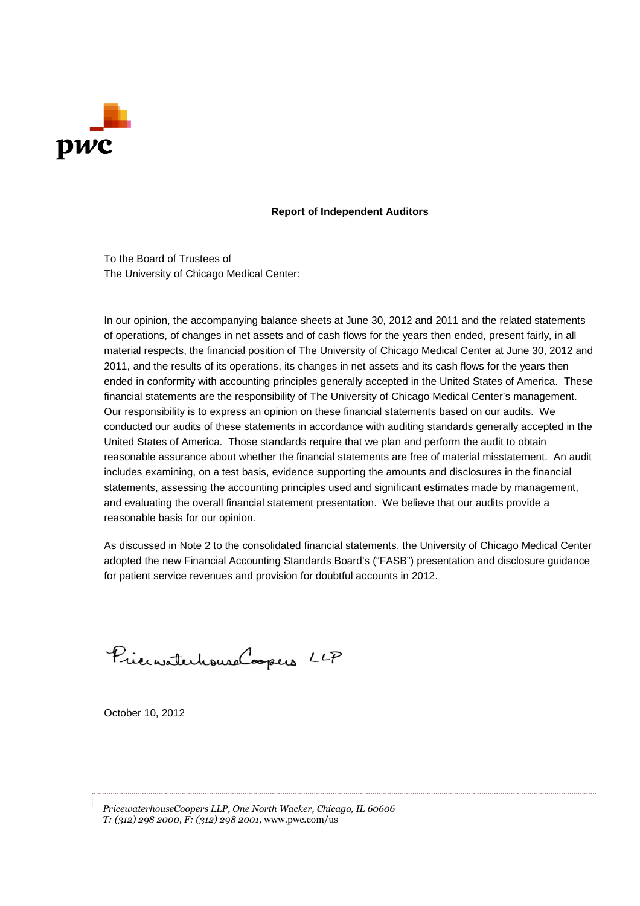**Report of Independent Auditors**

To the Board of Trustees of
The University of Chicago Medical Center:

In our opinion, the accompanying balance sheets at June 30, 2012 and 2011 and the related statements of operations, of changes in net assets and of cash flows for the years then ended, present fairly, in all material respects, the financial position of The University of Chicago Medical Center at June 30, 2012 and 2011, and the results of its operations, its changes in net assets and its cash flows for the years then ended in conformity with accounting principles generally accepted in the United States of America. These financial statements are the responsibility of The University of Chicago Medical Center's management. Our responsibility is to express an opinion on these financial statements based on our audits. We conducted our audits of these statements in accordance with auditing standards generally accepted in the United States of America. Those standards require that we plan and perform the audit to obtain reasonable assurance about whether the financial statements are free of material misstatement. An audit includes examining, on a test basis, evidence supporting the amounts and disclosures in the financial statements, assessing the accounting principles used and significant estimates made by management, and evaluating the overall financial statement presentation. We believe that our audits provide a reasonable basis for our opinion.

As discussed in Note 2 to the consolidated financial statements, the University of Chicago Medical Center adopted the new Financial Accounting Standards Board's ("FASB") presentation and disclosure guidance for patient service revenues and provision for doubtful accounts in 2012.

PricewaterhouseCoopers LLP

October 10, 2012

*PricewaterhouseCoopers LLP, One North Wacker, Chicago, IL 60606*
*T: (312) 298 2000, F: (312) 298 2001,* www.pwc.com/us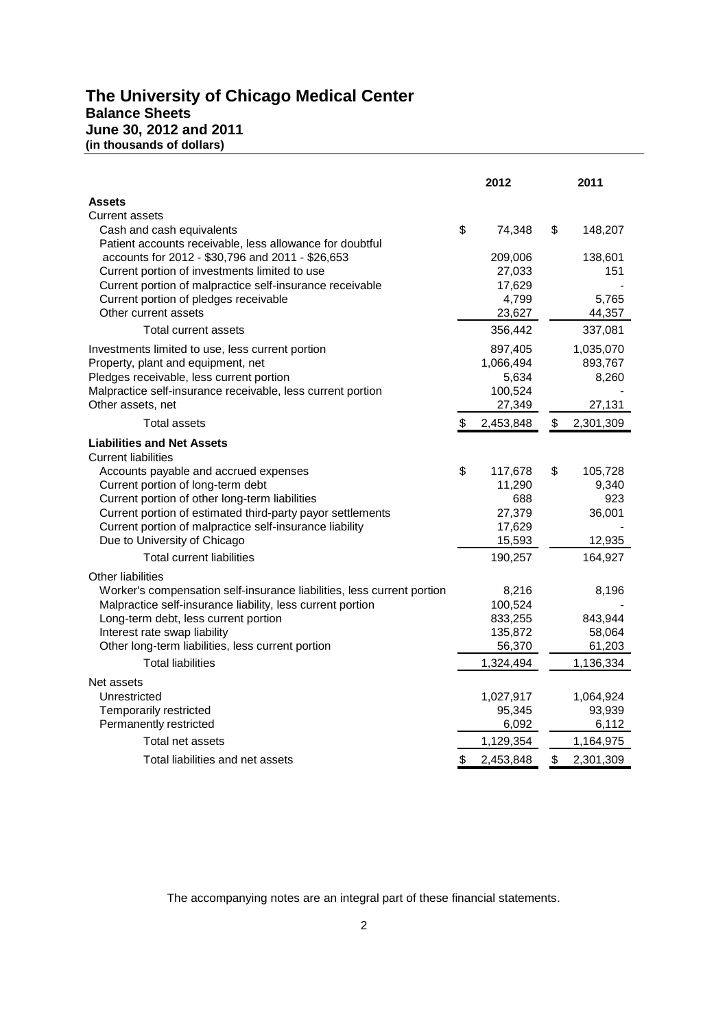# The University of Chicago Medical Center

## Balance Sheets

### June 30, 2012 and 2011

**(in thousands of dollars)**

| | 2012 | 2011 |
|---|---|---|
| **Assets** | | |
| Current assets | | |
| Cash and cash equivalents | $ 74,348 | $ 148,207 |
| Patient accounts receivable, less allowance for doubtful accounts for 2012 - $30,796 and 2011 - $26,653 | 209,006 | 138,601 |
| Current portion of investments limited to use | 27,033 | 151 |
| Current portion of malpractice self-insurance receivable | 17,629 | - |
| Current portion of pledges receivable | 4,799 | 5,765 |
| Other current assets | 23,627 | 44,357 |
| Total current assets | 356,442 | 337,081 |
| Investments limited to use, less current portion | 897,405 | 1,035,070 |
| Property, plant and equipment, net | 1,066,494 | 893,767 |
| Pledges receivable, less current portion | 5,634 | 8,260 |
| Malpractice self-insurance receivable, less current portion | 100,524 | - |
| Other assets, net | 27,349 | 27,131 |
| Total assets | $ 2,453,848 | $ 2,301,309 |
| **Liabilities and Net Assets** | | |
| Current liabilities | | |
| Accounts payable and accrued expenses | $ 117,678 | $ 105,728 |
| Current portion of long-term debt | 11,290 | 9,340 |
| Current portion of other long-term liabilities | 688 | 923 |
| Current portion of estimated third-party payor settlements | 27,379 | 36,001 |
| Current portion of malpractice self-insurance liability | 17,629 | - |
| Due to University of Chicago | 15,593 | 12,935 |
| Total current liabilities | 190,257 | 164,927 |
| Other liabilities | | |
| Worker's compensation self-insurance liabilities, less current portion | 8,216 | 8,196 |
| Malpractice self-insurance liability, less current portion | 100,524 | - |
| Long-term debt, less current portion | 833,255 | 843,944 |
| Interest rate swap liability | 135,872 | 58,064 |
| Other long-term liabilities, less current portion | 56,370 | 61,203 |
| Total liabilities | 1,324,494 | 1,136,334 |
| Net assets | | |
| Unrestricted | 1,027,917 | 1,064,924 |
| Temporarily restricted | 95,345 | 93,939 |
| Permanently restricted | 6,092 | 6,112 |
| Total net assets | 1,129,354 | 1,164,975 |
| Total liabilities and net assets | $ 2,453,848 | $ 2,301,309 |

The accompanying notes are an integral part of these financial statements.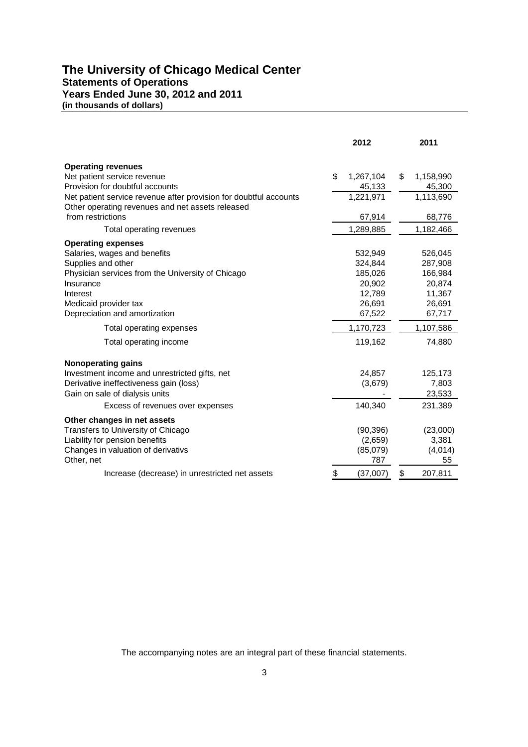# The University of Chicago Medical Center

## Statements of Operations

### Years Ended June 30, 2012 and 2011

**(in thousands of dollars)**

| | 2012 | 2011 |
|---|---|---|
| **Operating revenues** | | |
| Net patient service revenue | $ 1,267,104 | $ 1,158,990 |
| Provision for doubtful accounts | 45,133 | 45,300 |
| Net patient service revenue after provision for doubtful accounts | 1,221,971 | 1,113,690 |
| Other operating revenues and net assets released from restrictions | 67,914 | 68,776 |
| Total operating revenues | 1,289,885 | 1,182,466 |
| **Operating expenses** | | |
| Salaries, wages and benefits | 532,949 | 526,045 |
| Supplies and other | 324,844 | 287,908 |
| Physician services from the University of Chicago | 185,026 | 166,984 |
| Insurance | 20,902 | 20,874 |
| Interest | 12,789 | 11,367 |
| Medicaid provider tax | 26,691 | 26,691 |
| Depreciation and amortization | 67,522 | 67,717 |
| Total operating expenses | 1,170,723 | 1,107,586 |
| Total operating income | 119,162 | 74,880 |
| **Nonoperating gains** | | |
| Investment income and unrestricted gifts, net | 24,857 | 125,173 |
| Derivative ineffectiveness gain (loss) | (3,679) | 7,803 |
| Gain on sale of dialysis units | - | 23,533 |
| Excess of revenues over expenses | 140,340 | 231,389 |
| **Other changes in net assets** | | |
| Transfers to University of Chicago | (90,396) | (23,000) |
| Liability for pension benefits | (2,659) | 3,381 |
| Changes in valuation of derivativs | (85,079) | (4,014) |
| Other, net | 787 | 55 |
| Increase (decrease) in unrestricted net assets | $ (37,007) | $ 207,811 |

The accompanying notes are an integral part of these financial statements.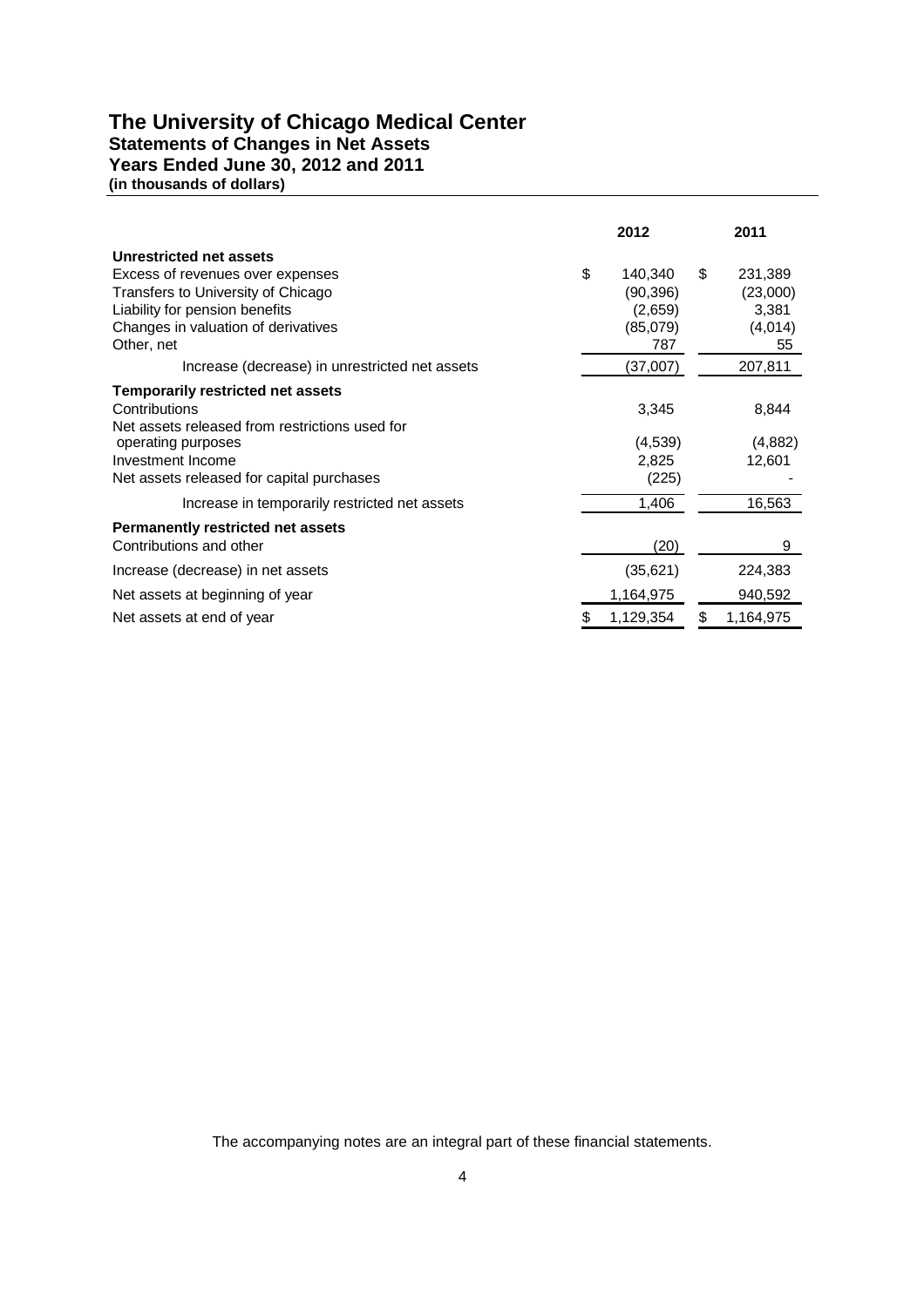# The University of Chicago Medical Center
## Statements of Changes in Net Assets
### Years Ended June 30, 2012 and 2011
**(in thousands of dollars)**

| | 2012 | 2011 |
|---|---|---|
| **Unrestricted net assets** | | |
| Excess of revenues over expenses | $ 140,340 | $ 231,389 |
| Transfers to University of Chicago | (90,396) | (23,000) |
| Liability for pension benefits | (2,659) | 3,381 |
| Changes in valuation of derivatives | (85,079) | (4,014) |
| Other, net | 787 | 55 |
| Increase (decrease) in unrestricted net assets | (37,007) | 207,811 |
| **Temporarily restricted net assets** | | |
| Contributions | 3,345 | 8,844 |
| Net assets released from restrictions used for operating purposes | (4,539) | (4,882) |
| Investment Income | 2,825 | 12,601 |
| Net assets released for capital purchases | (225) | - |
| Increase in temporarily restricted net assets | 1,406 | 16,563 |
| **Permanently restricted net assets** | | |
| Contributions and other | (20) | 9 |
| Increase (decrease) in net assets | (35,621) | 224,383 |
| Net assets at beginning of year | 1,164,975 | 940,592 |
| Net assets at end of year | $ 1,129,354 | $ 1,164,975 |

The accompanying notes are an integral part of these financial statements.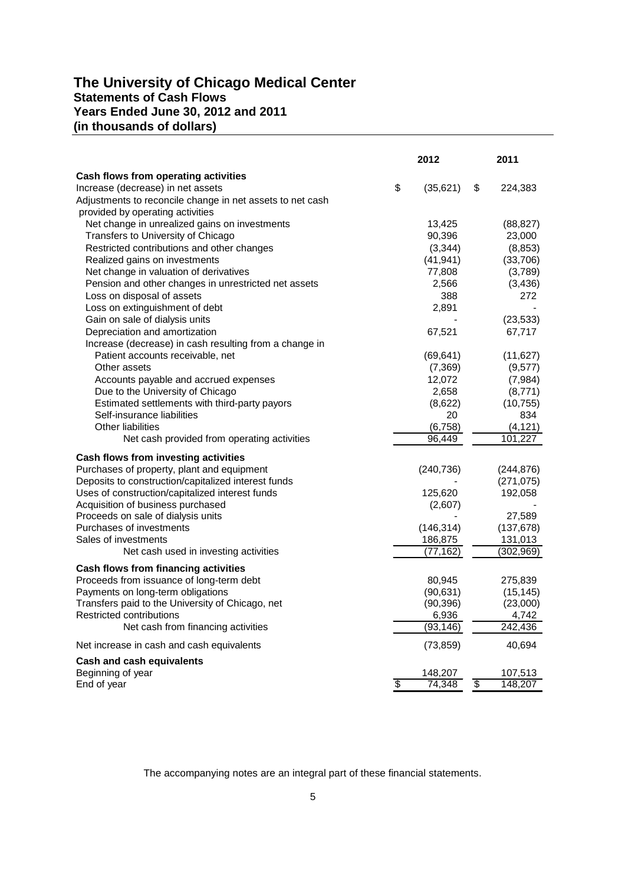# The University of Chicago Medical Center
## Statements of Cash Flows
## Years Ended June 30, 2012 and 2011
## (in thousands of dollars)

| | 2012 | 2011 |
|---|---|---|
| **Cash flows from operating activities** | | |
| Increase (decrease) in net assets | $ (35,621) | $ 224,383 |
| Adjustments to reconcile change in net assets to net cash provided by operating activities | | |
| Net change in unrealized gains on investments | 13,425 | (88,827) |
| Transfers to University of Chicago | 90,396 | 23,000 |
| Restricted contributions and other changes | (3,344) | (8,853) |
| Realized gains on investments | (41,941) | (33,706) |
| Net change in valuation of derivatives | 77,808 | (3,789) |
| Pension and other changes in unrestricted net assets | 2,566 | (3,436) |
| Loss on disposal of assets | 388 | 272 |
| Loss on extinguishment of debt | 2,891 | - |
| Gain on sale of dialysis units | - | (23,533) |
| Depreciation and amortization | 67,521 | 67,717 |
| Increase (decrease) in cash resulting from a change in | | |
| Patient accounts receivable, net | (69,641) | (11,627) |
| Other assets | (7,369) | (9,577) |
| Accounts payable and accrued expenses | 12,072 | (7,984) |
| Due to the University of Chicago | 2,658 | (8,771) |
| Estimated settlements with third-party payors | (8,622) | (10,755) |
| Self-insurance liabilities | 20 | 834 |
| Other liabilities | (6,758) | (4,121) |
| Net cash provided from operating activities | 96,449 | 101,227 |
| **Cash flows from investing activities** | | |
| Purchases of property, plant and equipment | (240,736) | (244,876) |
| Deposits to construction/capitalized interest funds | - | (271,075) |
| Uses of construction/capitalized interest funds | 125,620 | 192,058 |
| Acquisition of business purchased | (2,607) | - |
| Proceeds on sale of dialysis units | - | 27,589 |
| Purchases of investments | (146,314) | (137,678) |
| Sales of investments | 186,875 | 131,013 |
| Net cash used in investing activities | (77,162) | (302,969) |
| **Cash flows from financing activities** | | |
| Proceeds from issuance of long-term debt | 80,945 | 275,839 |
| Payments on long-term obligations | (90,631) | (15,145) |
| Transfers paid to the University of Chicago, net | (90,396) | (23,000) |
| Restricted contributions | 6,936 | 4,742 |
| Net cash from financing activities | (93,146) | 242,436 |
| Net increase in cash and cash equivalents | (73,859) | 40,694 |
| **Cash and cash equivalents** | | |
| Beginning of year | 148,207 | 107,513 |
| End of year | $ 74,348 | $ 148,207 |

The accompanying notes are an integral part of these financial statements.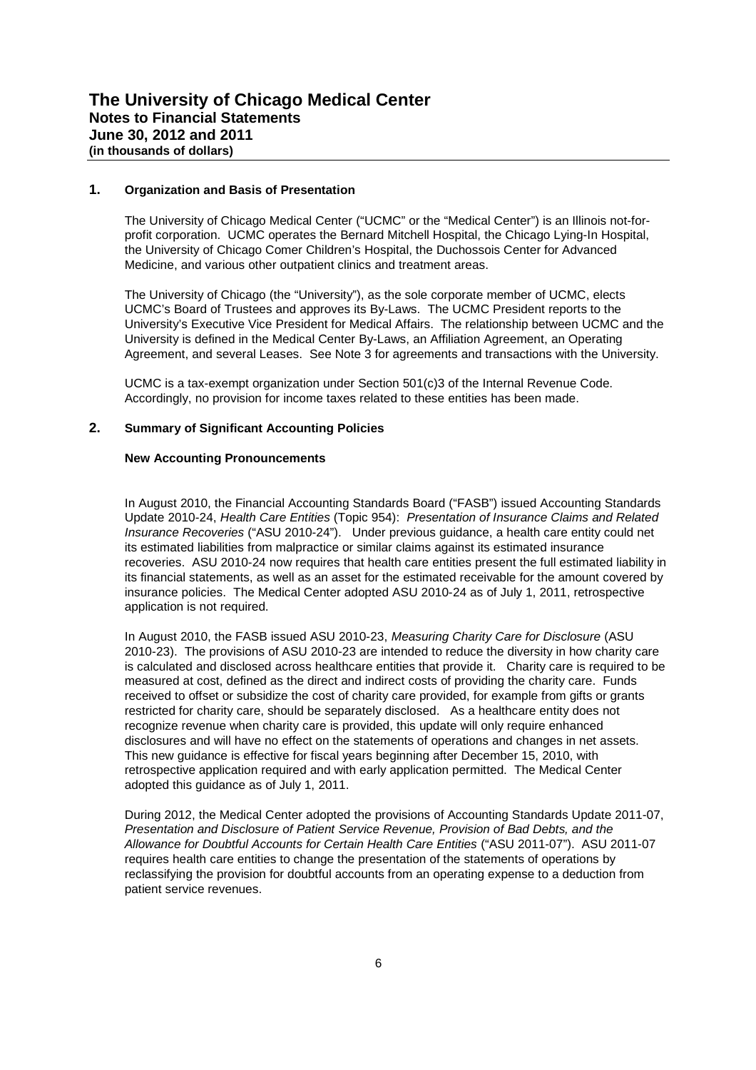# The University of Chicago Medical Center
## Notes to Financial Statements
## June 30, 2012 and 2011
**(in thousands of dollars)**

### 1. Organization and Basis of Presentation

The University of Chicago Medical Center ("UCMC" or the "Medical Center") is an Illinois not-for-profit corporation. UCMC operates the Bernard Mitchell Hospital, the Chicago Lying-In Hospital, the University of Chicago Comer Children's Hospital, the Duchossois Center for Advanced Medicine, and various other outpatient clinics and treatment areas.

The University of Chicago (the "University"), as the sole corporate member of UCMC, elects UCMC's Board of Trustees and approves its By-Laws. The UCMC President reports to the University's Executive Vice President for Medical Affairs. The relationship between UCMC and the University is defined in the Medical Center By-Laws, an Affiliation Agreement, an Operating Agreement, and several Leases. See Note 3 for agreements and transactions with the University.

UCMC is a tax-exempt organization under Section 501(c)3 of the Internal Revenue Code. Accordingly, no provision for income taxes related to these entities has been made.

### 2. Summary of Significant Accounting Policies

**New Accounting Pronouncements**

In August 2010, the Financial Accounting Standards Board ("FASB") issued Accounting Standards Update 2010-24, *Health Care Entities* (Topic 954): *Presentation of Insurance Claims and Related Insurance Recoveries* ("ASU 2010-24"). Under previous guidance, a health care entity could net its estimated liabilities from malpractice or similar claims against its estimated insurance recoveries. ASU 2010-24 now requires that health care entities present the full estimated liability in its financial statements, as well as an asset for the estimated receivable for the amount covered by insurance policies. The Medical Center adopted ASU 2010-24 as of July 1, 2011, retrospective application is not required.

In August 2010, the FASB issued ASU 2010-23, *Measuring Charity Care for Disclosure* (ASU 2010-23). The provisions of ASU 2010-23 are intended to reduce the diversity in how charity care is calculated and disclosed across healthcare entities that provide it. Charity care is required to be measured at cost, defined as the direct and indirect costs of providing the charity care. Funds received to offset or subsidize the cost of charity care provided, for example from gifts or grants restricted for charity care, should be separately disclosed. As a healthcare entity does not recognize revenue when charity care is provided, this update will only require enhanced disclosures and will have no effect on the statements of operations and changes in net assets. This new guidance is effective for fiscal years beginning after December 15, 2010, with retrospective application required and with early application permitted. The Medical Center adopted this guidance as of July 1, 2011.

During 2012, the Medical Center adopted the provisions of Accounting Standards Update 2011-07, *Presentation and Disclosure of Patient Service Revenue, Provision of Bad Debts, and the Allowance for Doubtful Accounts for Certain Health Care Entities* ("ASU 2011-07"). ASU 2011-07 requires health care entities to change the presentation of the statements of operations by reclassifying the provision for doubtful accounts from an operating expense to a deduction from patient service revenues.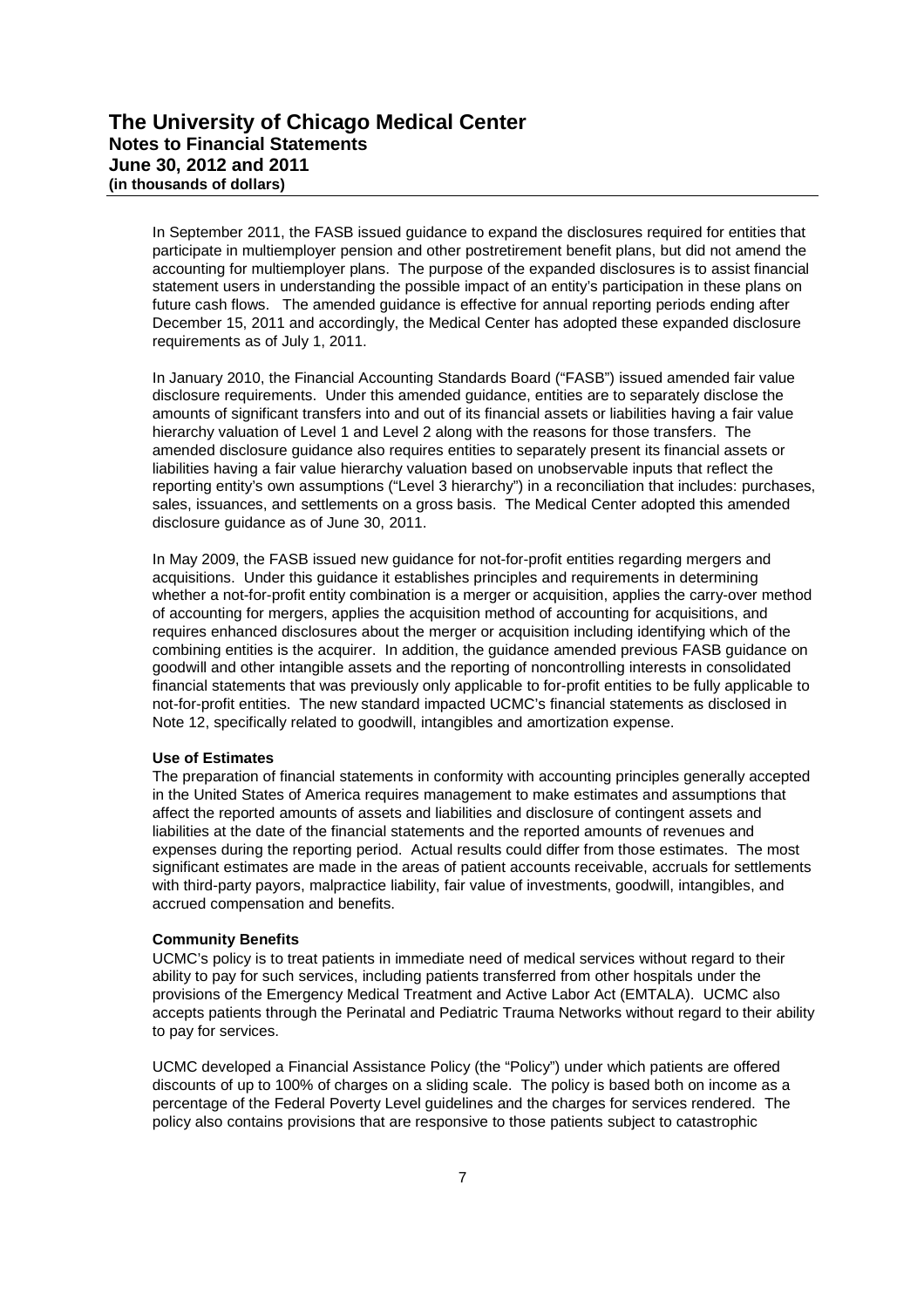In September 2011, the FASB issued guidance to expand the disclosures required for entities that participate in multiemployer pension and other postretirement benefit plans, but did not amend the accounting for multiemployer plans. The purpose of the expanded disclosures is to assist financial statement users in understanding the possible impact of an entity's participation in these plans on future cash flows. The amended guidance is effective for annual reporting periods ending after December 15, 2011 and accordingly, the Medical Center has adopted these expanded disclosure requirements as of July 1, 2011.

In January 2010, the Financial Accounting Standards Board ("FASB") issued amended fair value disclosure requirements. Under this amended guidance, entities are to separately disclose the amounts of significant transfers into and out of its financial assets or liabilities having a fair value hierarchy valuation of Level 1 and Level 2 along with the reasons for those transfers. The amended disclosure guidance also requires entities to separately present its financial assets or liabilities having a fair value hierarchy valuation based on unobservable inputs that reflect the reporting entity's own assumptions ("Level 3 hierarchy") in a reconciliation that includes: purchases, sales, issuances, and settlements on a gross basis. The Medical Center adopted this amended disclosure guidance as of June 30, 2011.

In May 2009, the FASB issued new guidance for not-for-profit entities regarding mergers and acquisitions. Under this guidance it establishes principles and requirements in determining whether a not-for-profit entity combination is a merger or acquisition, applies the carry-over method of accounting for mergers, applies the acquisition method of accounting for acquisitions, and requires enhanced disclosures about the merger or acquisition including identifying which of the combining entities is the acquirer. In addition, the guidance amended previous FASB guidance on goodwill and other intangible assets and the reporting of noncontrolling interests in consolidated financial statements that was previously only applicable to for-profit entities to be fully applicable to not-for-profit entities. The new standard impacted UCMC's financial statements as disclosed in Note 12, specifically related to goodwill, intangibles and amortization expense.

**Use of Estimates**

The preparation of financial statements in conformity with accounting principles generally accepted in the United States of America requires management to make estimates and assumptions that affect the reported amounts of assets and liabilities and disclosure of contingent assets and liabilities at the date of the financial statements and the reported amounts of revenues and expenses during the reporting period. Actual results could differ from those estimates. The most significant estimates are made in the areas of patient accounts receivable, accruals for settlements with third-party payors, malpractice liability, fair value of investments, goodwill, intangibles, and accrued compensation and benefits.

**Community Benefits**

UCMC's policy is to treat patients in immediate need of medical services without regard to their ability to pay for such services, including patients transferred from other hospitals under the provisions of the Emergency Medical Treatment and Active Labor Act (EMTALA). UCMC also accepts patients through the Perinatal and Pediatric Trauma Networks without regard to their ability to pay for services.

UCMC developed a Financial Assistance Policy (the "Policy") under which patients are offered discounts of up to 100% of charges on a sliding scale. The policy is based both on income as a percentage of the Federal Poverty Level guidelines and the charges for services rendered. The policy also contains provisions that are responsive to those patients subject to catastrophic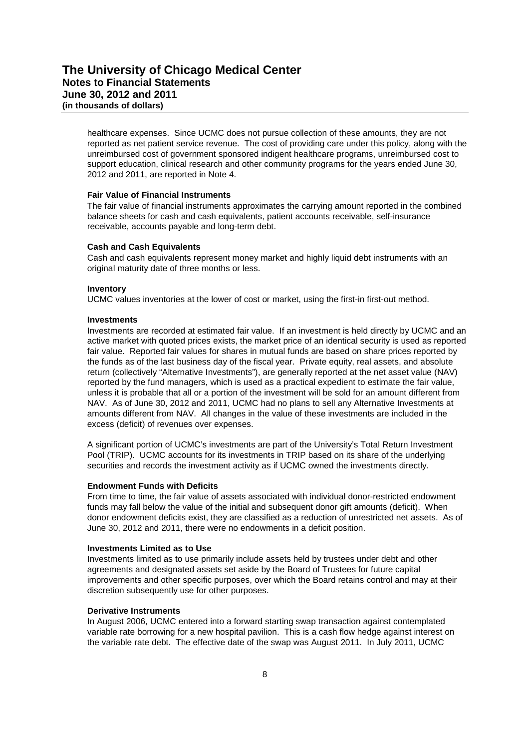healthcare expenses. Since UCMC does not pursue collection of these amounts, they are not reported as net patient service revenue. The cost of providing care under this policy, along with the unreimbursed cost of government sponsored indigent healthcare programs, unreimbursed cost to support education, clinical research and other community programs for the years ended June 30, 2012 and 2011, are reported in Note 4.

**Fair Value of Financial Instruments**

The fair value of financial instruments approximates the carrying amount reported in the combined balance sheets for cash and cash equivalents, patient accounts receivable, self-insurance receivable, accounts payable and long-term debt.

**Cash and Cash Equivalents**

Cash and cash equivalents represent money market and highly liquid debt instruments with an original maturity date of three months or less.

**Inventory**

UCMC values inventories at the lower of cost or market, using the first-in first-out method.

**Investments**

Investments are recorded at estimated fair value. If an investment is held directly by UCMC and an active market with quoted prices exists, the market price of an identical security is used as reported fair value. Reported fair values for shares in mutual funds are based on share prices reported by the funds as of the last business day of the fiscal year. Private equity, real assets, and absolute return (collectively "Alternative Investments"), are generally reported at the net asset value (NAV) reported by the fund managers, which is used as a practical expedient to estimate the fair value, unless it is probable that all or a portion of the investment will be sold for an amount different from NAV. As of June 30, 2012 and 2011, UCMC had no plans to sell any Alternative Investments at amounts different from NAV. All changes in the value of these investments are included in the excess (deficit) of revenues over expenses.

A significant portion of UCMC's investments are part of the University's Total Return Investment Pool (TRIP). UCMC accounts for its investments in TRIP based on its share of the underlying securities and records the investment activity as if UCMC owned the investments directly.

**Endowment Funds with Deficits**

From time to time, the fair value of assets associated with individual donor-restricted endowment funds may fall below the value of the initial and subsequent donor gift amounts (deficit). When donor endowment deficits exist, they are classified as a reduction of unrestricted net assets. As of June 30, 2012 and 2011, there were no endowments in a deficit position.

**Investments Limited as to Use**

Investments limited as to use primarily include assets held by trustees under debt and other agreements and designated assets set aside by the Board of Trustees for future capital improvements and other specific purposes, over which the Board retains control and may at their discretion subsequently use for other purposes.

**Derivative Instruments**

In August 2006, UCMC entered into a forward starting swap transaction against contemplated variable rate borrowing for a new hospital pavilion. This is a cash flow hedge against interest on the variable rate debt. The effective date of the swap was August 2011. In July 2011, UCMC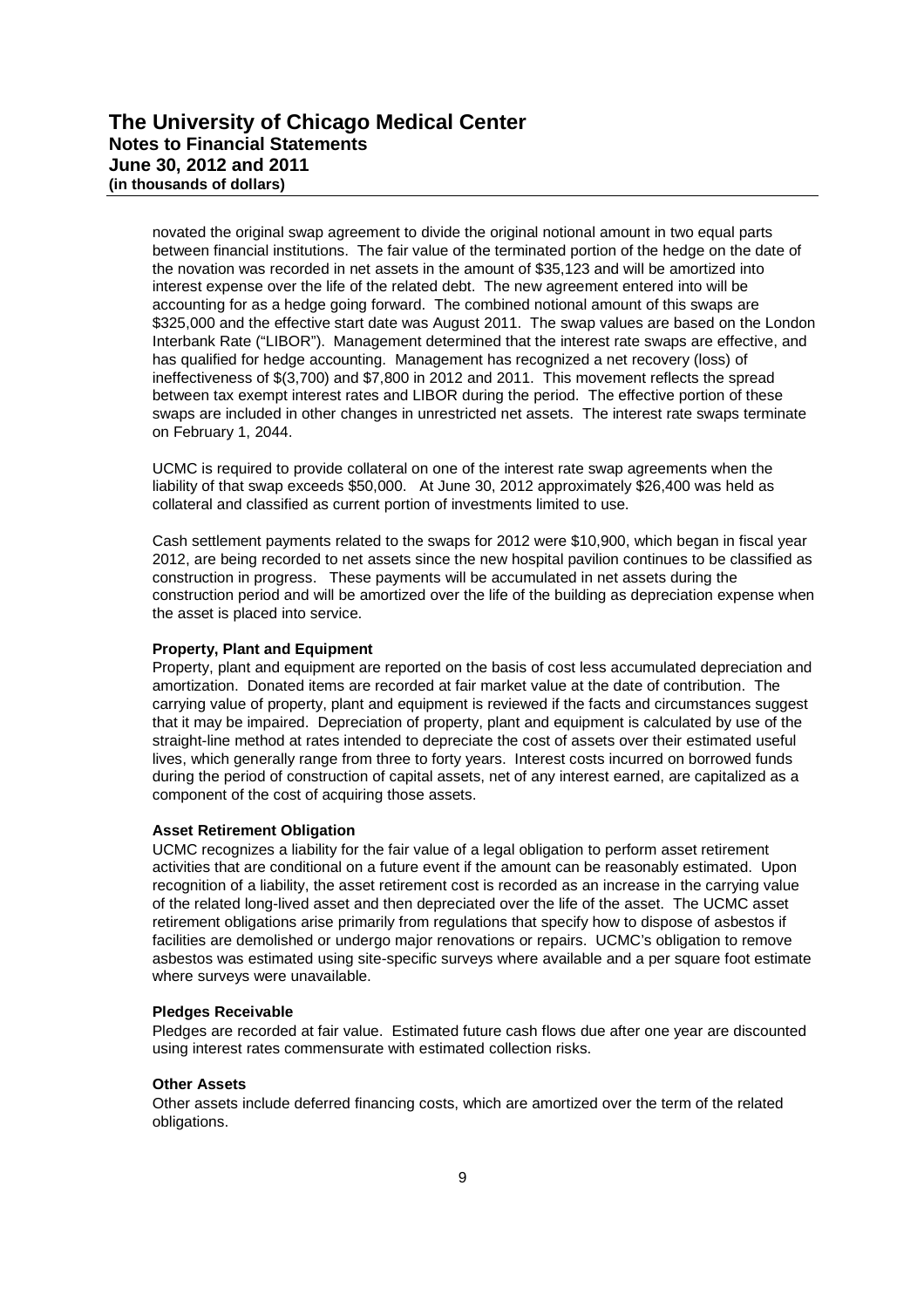novated the original swap agreement to divide the original notional amount in two equal parts between financial institutions. The fair value of the terminated portion of the hedge on the date of the novation was recorded in net assets in the amount of $35,123 and will be amortized into interest expense over the life of the related debt. The new agreement entered into will be accounting for as a hedge going forward. The combined notional amount of this swaps are $325,000 and the effective start date was August 2011. The swap values are based on the London Interbank Rate ("LIBOR"). Management determined that the interest rate swaps are effective, and has qualified for hedge accounting. Management has recognized a net recovery (loss) of ineffectiveness of $(3,700) and $7,800 in 2012 and 2011. This movement reflects the spread between tax exempt interest rates and LIBOR during the period. The effective portion of these swaps are included in other changes in unrestricted net assets. The interest rate swaps terminate on February 1, 2044.

UCMC is required to provide collateral on one of the interest rate swap agreements when the liability of that swap exceeds $50,000. At June 30, 2012 approximately $26,400 was held as collateral and classified as current portion of investments limited to use.

Cash settlement payments related to the swaps for 2012 were $10,900, which began in fiscal year 2012, are being recorded to net assets since the new hospital pavilion continues to be classified as construction in progress. These payments will be accumulated in net assets during the construction period and will be amortized over the life of the building as depreciation expense when the asset is placed into service.

**Property, Plant and Equipment**

Property, plant and equipment are reported on the basis of cost less accumulated depreciation and amortization. Donated items are recorded at fair market value at the date of contribution. The carrying value of property, plant and equipment is reviewed if the facts and circumstances suggest that it may be impaired. Depreciation of property, plant and equipment is calculated by use of the straight-line method at rates intended to depreciate the cost of assets over their estimated useful lives, which generally range from three to forty years. Interest costs incurred on borrowed funds during the period of construction of capital assets, net of any interest earned, are capitalized as a component of the cost of acquiring those assets.

**Asset Retirement Obligation**

UCMC recognizes a liability for the fair value of a legal obligation to perform asset retirement activities that are conditional on a future event if the amount can be reasonably estimated. Upon recognition of a liability, the asset retirement cost is recorded as an increase in the carrying value of the related long-lived asset and then depreciated over the life of the asset. The UCMC asset retirement obligations arise primarily from regulations that specify how to dispose of asbestos if facilities are demolished or undergo major renovations or repairs. UCMC's obligation to remove asbestos was estimated using site-specific surveys where available and a per square foot estimate where surveys were unavailable.

**Pledges Receivable**

Pledges are recorded at fair value. Estimated future cash flows due after one year are discounted using interest rates commensurate with estimated collection risks.

**Other Assets**

Other assets include deferred financing costs, which are amortized over the term of the related obligations.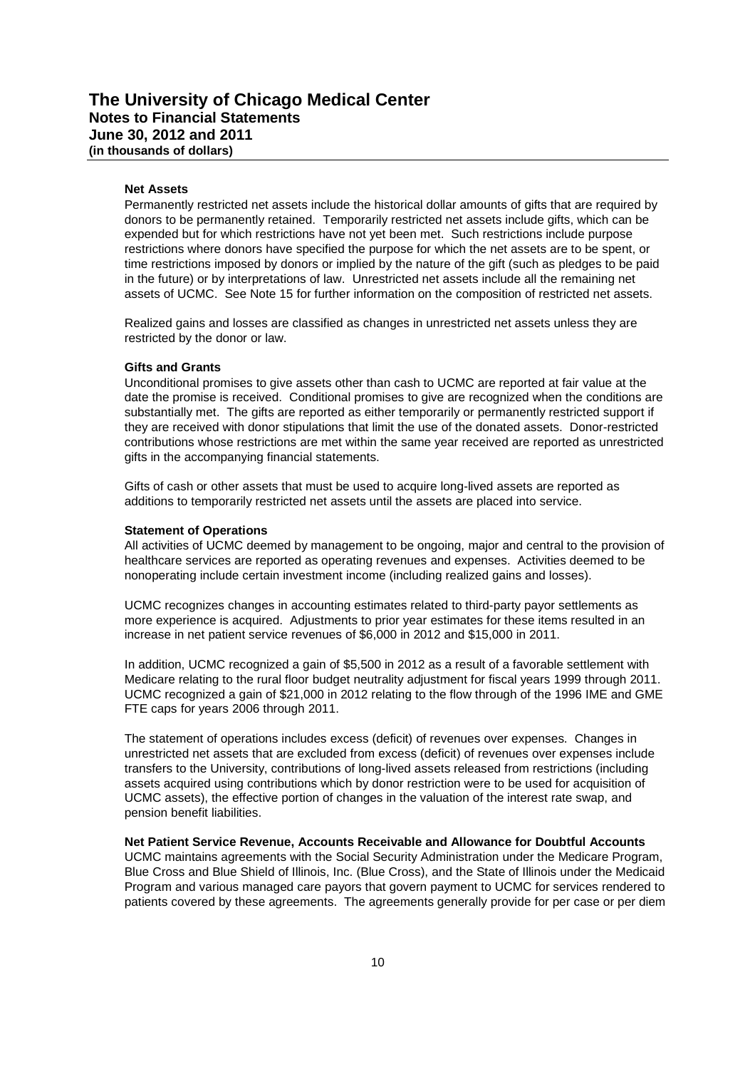#### Net Assets

Permanently restricted net assets include the historical dollar amounts of gifts that are required by donors to be permanently retained. Temporarily restricted net assets include gifts, which can be expended but for which restrictions have not yet been met. Such restrictions include purpose restrictions where donors have specified the purpose for which the net assets are to be spent, or time restrictions imposed by donors or implied by the nature of the gift (such as pledges to be paid in the future) or by interpretations of law. Unrestricted net assets include all the remaining net assets of UCMC. See Note 15 for further information on the composition of restricted net assets.

Realized gains and losses are classified as changes in unrestricted net assets unless they are restricted by the donor or law.

#### Gifts and Grants

Unconditional promises to give assets other than cash to UCMC are reported at fair value at the date the promise is received. Conditional promises to give are recognized when the conditions are substantially met. The gifts are reported as either temporarily or permanently restricted support if they are received with donor stipulations that limit the use of the donated assets. Donor-restricted contributions whose restrictions are met within the same year received are reported as unrestricted gifts in the accompanying financial statements.

Gifts of cash or other assets that must be used to acquire long-lived assets are reported as additions to temporarily restricted net assets until the assets are placed into service.

#### Statement of Operations

All activities of UCMC deemed by management to be ongoing, major and central to the provision of healthcare services are reported as operating revenues and expenses. Activities deemed to be nonoperating include certain investment income (including realized gains and losses).

UCMC recognizes changes in accounting estimates related to third-party payor settlements as more experience is acquired. Adjustments to prior year estimates for these items resulted in an increase in net patient service revenues of $6,000 in 2012 and $15,000 in 2011.

In addition, UCMC recognized a gain of $5,500 in 2012 as a result of a favorable settlement with Medicare relating to the rural floor budget neutrality adjustment for fiscal years 1999 through 2011. UCMC recognized a gain of $21,000 in 2012 relating to the flow through of the 1996 IME and GME FTE caps for years 2006 through 2011.

The statement of operations includes excess (deficit) of revenues over expenses. Changes in unrestricted net assets that are excluded from excess (deficit) of revenues over expenses include transfers to the University, contributions of long-lived assets released from restrictions (including assets acquired using contributions which by donor restriction were to be used for acquisition of UCMC assets), the effective portion of changes in the valuation of the interest rate swap, and pension benefit liabilities.

#### Net Patient Service Revenue, Accounts Receivable and Allowance for Doubtful Accounts

UCMC maintains agreements with the Social Security Administration under the Medicare Program, Blue Cross and Blue Shield of Illinois, Inc. (Blue Cross), and the State of Illinois under the Medicaid Program and various managed care payors that govern payment to UCMC for services rendered to patients covered by these agreements. The agreements generally provide for per case or per diem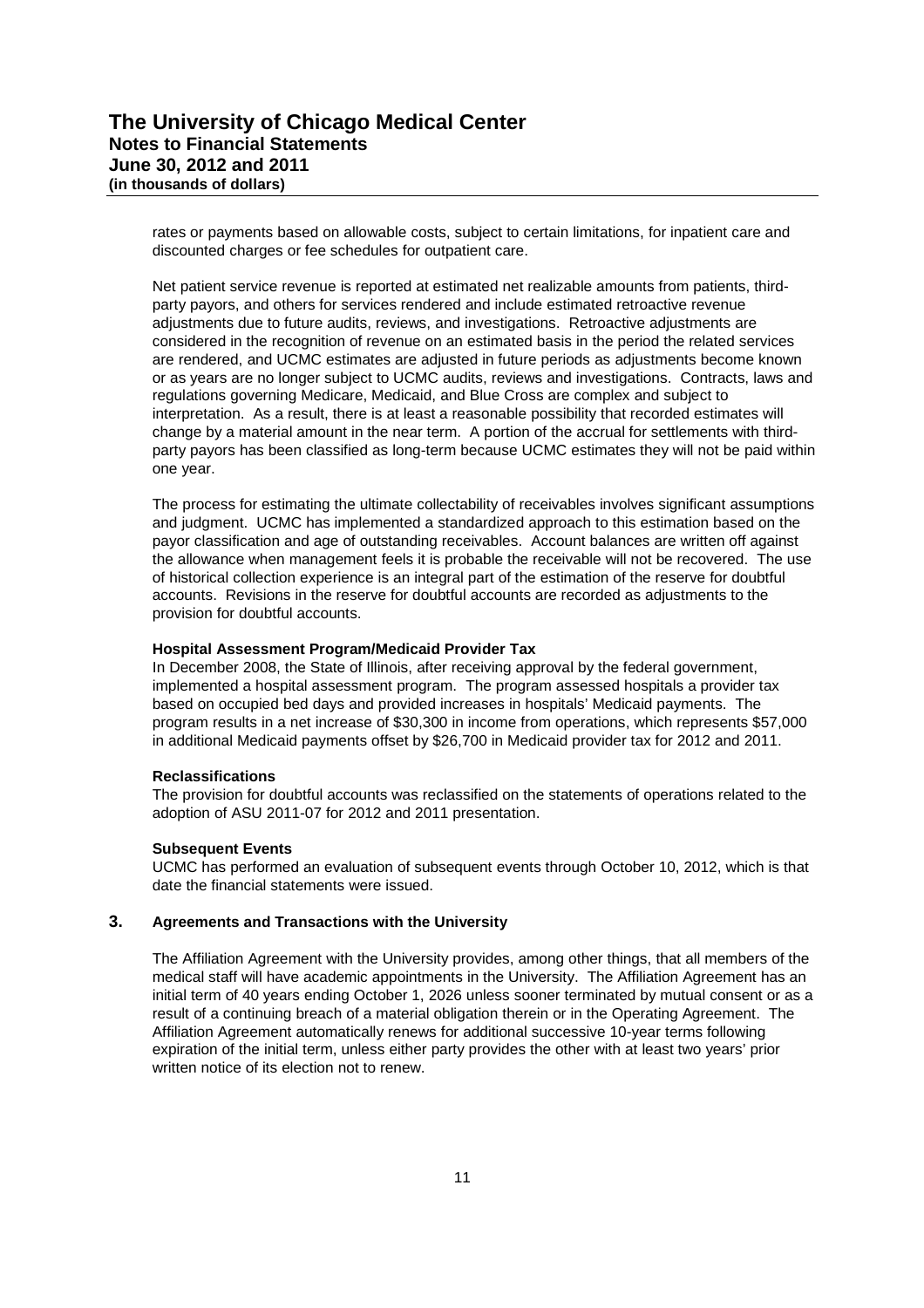rates or payments based on allowable costs, subject to certain limitations, for inpatient care and discounted charges or fee schedules for outpatient care.

Net patient service revenue is reported at estimated net realizable amounts from patients, third-party payors, and others for services rendered and include estimated retroactive revenue adjustments due to future audits, reviews, and investigations. Retroactive adjustments are considered in the recognition of revenue on an estimated basis in the period the related services are rendered, and UCMC estimates are adjusted in future periods as adjustments become known or as years are no longer subject to UCMC audits, reviews and investigations. Contracts, laws and regulations governing Medicare, Medicaid, and Blue Cross are complex and subject to interpretation. As a result, there is at least a reasonable possibility that recorded estimates will change by a material amount in the near term. A portion of the accrual for settlements with third-party payors has been classified as long-term because UCMC estimates they will not be paid within one year.

The process for estimating the ultimate collectability of receivables involves significant assumptions and judgment. UCMC has implemented a standardized approach to this estimation based on the payor classification and age of outstanding receivables. Account balances are written off against the allowance when management feels it is probable the receivable will not be recovered. The use of historical collection experience is an integral part of the estimation of the reserve for doubtful accounts. Revisions in the reserve for doubtful accounts are recorded as adjustments to the provision for doubtful accounts.

**Hospital Assessment Program/Medicaid Provider Tax**

In December 2008, the State of Illinois, after receiving approval by the federal government, implemented a hospital assessment program. The program assessed hospitals a provider tax based on occupied bed days and provided increases in hospitals' Medicaid payments. The program results in a net increase of $30,300 in income from operations, which represents $57,000 in additional Medicaid payments offset by $26,700 in Medicaid provider tax for 2012 and 2011.

**Reclassifications**

The provision for doubtful accounts was reclassified on the statements of operations related to the adoption of ASU 2011-07 for 2012 and 2011 presentation.

**Subsequent Events**

UCMC has performed an evaluation of subsequent events through October 10, 2012, which is that date the financial statements were issued.

## 3. Agreements and Transactions with the University

The Affiliation Agreement with the University provides, among other things, that all members of the medical staff will have academic appointments in the University. The Affiliation Agreement has an initial term of 40 years ending October 1, 2026 unless sooner terminated by mutual consent or as a result of a continuing breach of a material obligation therein or in the Operating Agreement. The Affiliation Agreement automatically renews for additional successive 10-year terms following expiration of the initial term, unless either party provides the other with at least two years' prior written notice of its election not to renew.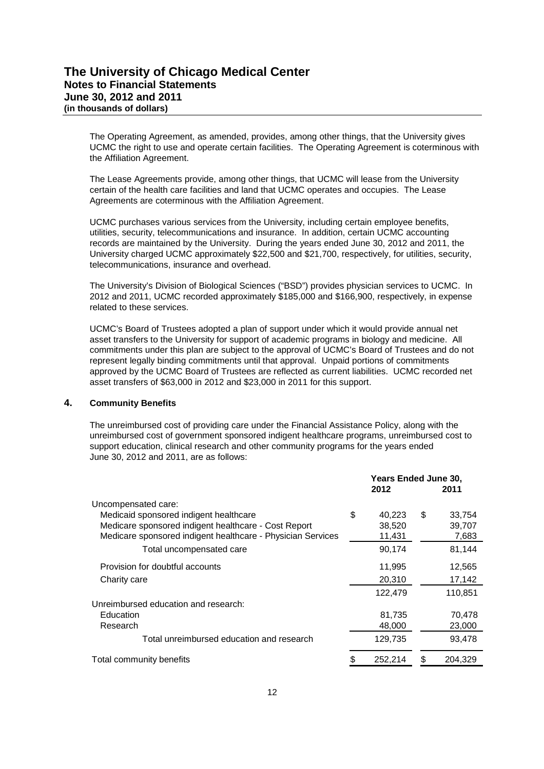The Operating Agreement, as amended, provides, among other things, that the University gives UCMC the right to use and operate certain facilities. The Operating Agreement is coterminous with the Affiliation Agreement.

The Lease Agreements provide, among other things, that UCMC will lease from the University certain of the health care facilities and land that UCMC operates and occupies. The Lease Agreements are coterminous with the Affiliation Agreement.

UCMC purchases various services from the University, including certain employee benefits, utilities, security, telecommunications and insurance. In addition, certain UCMC accounting records are maintained by the University. During the years ended June 30, 2012 and 2011, the University charged UCMC approximately $22,500 and $21,700, respectively, for utilities, security, telecommunications, insurance and overhead.

The University's Division of Biological Sciences ("BSD") provides physician services to UCMC. In 2012 and 2011, UCMC recorded approximately $185,000 and $166,900, respectively, in expense related to these services.

UCMC's Board of Trustees adopted a plan of support under which it would provide annual net asset transfers to the University for support of academic programs in biology and medicine. All commitments under this plan are subject to the approval of UCMC's Board of Trustees and do not represent legally binding commitments until that approval. Unpaid portions of commitments approved by the UCMC Board of Trustees are reflected as current liabilities. UCMC recorded net asset transfers of $63,000 in 2012 and $23,000 in 2011 for this support.

## 4. Community Benefits

The unreimbursed cost of providing care under the Financial Assistance Policy, along with the unreimbursed cost of government sponsored indigent healthcare programs, unreimbursed cost to support education, clinical research and other community programs for the years ended June 30, 2012 and 2011, are as follows:

| | Years Ended June 30, 2012 | Years Ended June 30, 2011 |
|---|---|---|
| Uncompensated care: | | |
| Medicaid sponsored indigent healthcare | $ 40,223 | $ 33,754 |
| Medicare sponsored indigent healthcare - Cost Report | 38,520 | 39,707 |
| Medicare sponsored indigent healthcare - Physician Services | 11,431 | 7,683 |
| Total uncompensated care | 90,174 | 81,144 |
| Provision for doubtful accounts | 11,995 | 12,565 |
| Charity care | 20,310 | 17,142 |
| | 122,479 | 110,851 |
| Unreimbursed education and research: | | |
| Education | 81,735 | 70,478 |
| Research | 48,000 | 23,000 |
| Total unreimbursed education and research | 129,735 | 93,478 |
| Total community benefits | $ 252,214 | $ 204,329 |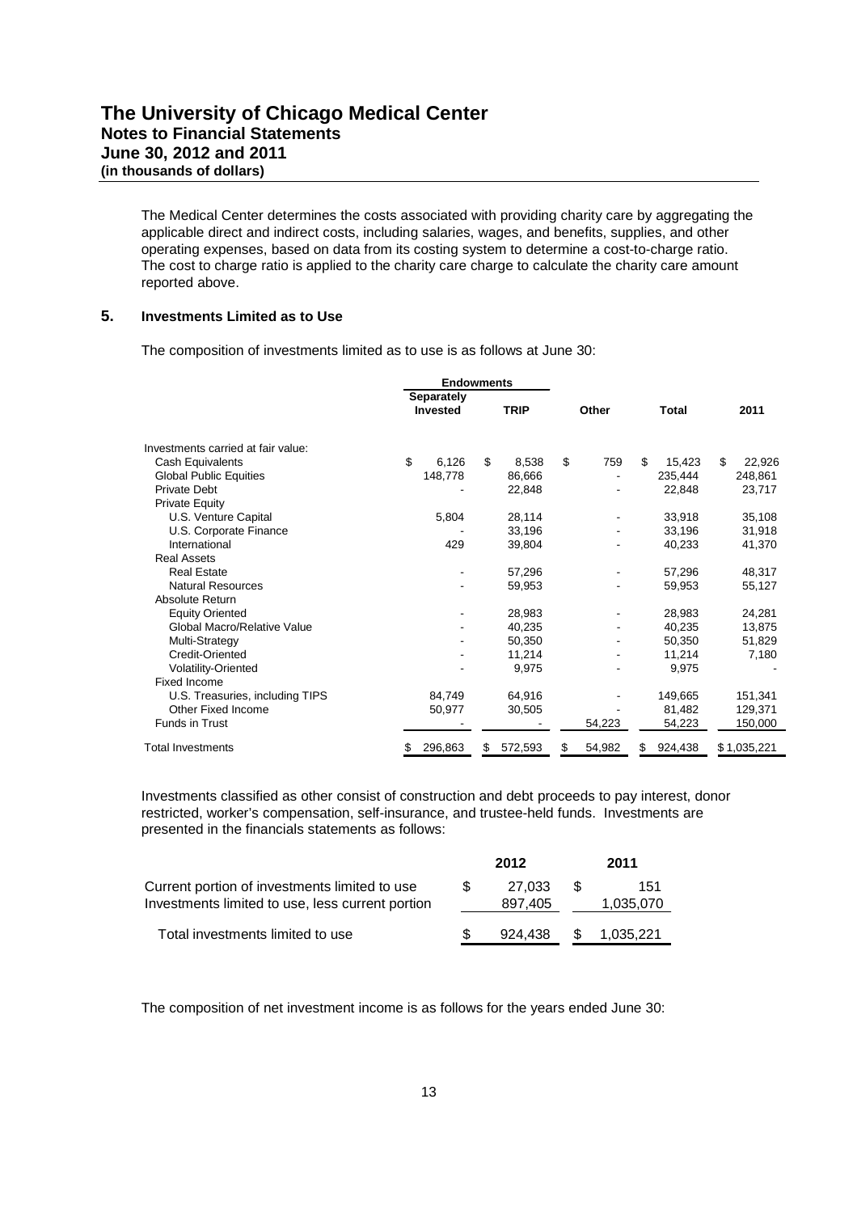The Medical Center determines the costs associated with providing charity care by aggregating the applicable direct and indirect costs, including salaries, wages, and benefits, supplies, and other operating expenses, based on data from its costing system to determine a cost-to-charge ratio. The cost to charge ratio is applied to the charity care charge to calculate the charity care amount reported above.

## 5. Investments Limited as to Use

The composition of investments limited as to use is as follows at June 30:

| | Endowments | | | | |
|---|---|---|---|---|---|
| | Separately Invested | TRIP | Other | Total | 2011 |
| Investments carried at fair value: | | | | | |
| Cash Equivalents | $ 6,126 | $ 8,538 | $ 759 | $ 15,423 | $ 22,926 |
| Global Public Equities | 148,778 | 86,666 | - | 235,444 | 248,861 |
| Private Debt | - | 22,848 | - | 22,848 | 23,717 |
| Private Equity | | | | | |
| U.S. Venture Capital | 5,804 | 28,114 | - | 33,918 | 35,108 |
| U.S. Corporate Finance | - | 33,196 | - | 33,196 | 31,918 |
| International | 429 | 39,804 | - | 40,233 | 41,370 |
| Real Assets | | | | | |
| Real Estate | - | 57,296 | - | 57,296 | 48,317 |
| Natural Resources | - | 59,953 | - | 59,953 | 55,127 |
| Absolute Return | | | | | |
| Equity Oriented | - | 28,983 | - | 28,983 | 24,281 |
| Global Macro/Relative Value | - | 40,235 | - | 40,235 | 13,875 |
| Multi-Strategy | - | 50,350 | - | 50,350 | 51,829 |
| Credit-Oriented | - | 11,214 | - | 11,214 | 7,180 |
| Volatility-Oriented | - | 9,975 | - | 9,975 | - |
| Fixed Income | | | | | |
| U.S. Treasuries, including TIPS | 84,749 | 64,916 | - | 149,665 | 151,341 |
| Other Fixed Income | 50,977 | 30,505 | - | 81,482 | 129,371 |
| Funds in Trust | - | - | 54,223 | 54,223 | 150,000 |
| Total Investments | $ 296,863 | $ 572,593 | $ 54,982 | $ 924,438 | $ 1,035,221 |

Investments classified as other consist of construction and debt proceeds to pay interest, donor restricted, worker's compensation, self-insurance, and trustee-held funds. Investments are presented in the financials statements as follows:

| | 2012 | 2011 |
|---|---|---|
| Current portion of investments limited to use | $ 27,033 | $ 151 |
| Investments limited to use, less current portion | 897,405 | 1,035,070 |
| Total investments limited to use | $ 924,438 | $ 1,035,221 |

The composition of net investment income is as follows for the years ended June 30: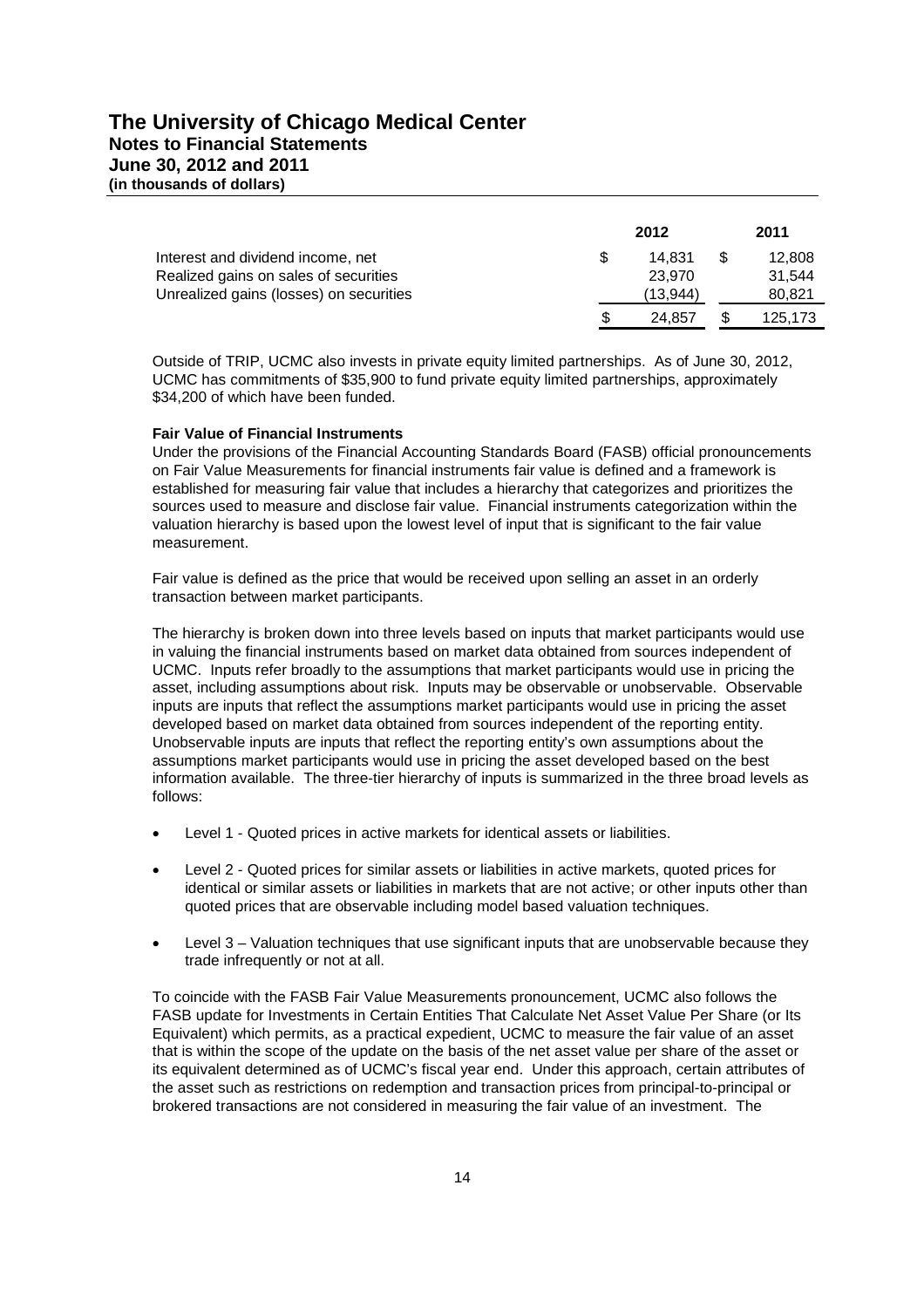|  | 2012 | 2011 |
| --- | --- | --- |
| Interest and dividend income, net | $ 14,831 | $ 12,808 |
| Realized gains on sales of securities | 23,970 | 31,544 |
| Unrealized gains (losses) on securities | (13,944) | 80,821 |
|  | $ 24,857 | $ 125,173 |

Outside of TRIP, UCMC also invests in private equity limited partnerships. As of June 30, 2012, UCMC has commitments of $35,900 to fund private equity limited partnerships, approximately $34,200 of which have been funded.

**Fair Value of Financial Instruments**

Under the provisions of the Financial Accounting Standards Board (FASB) official pronouncements on Fair Value Measurements for financial instruments fair value is defined and a framework is established for measuring fair value that includes a hierarchy that categorizes and prioritizes the sources used to measure and disclose fair value. Financial instruments categorization within the valuation hierarchy is based upon the lowest level of input that is significant to the fair value measurement.

Fair value is defined as the price that would be received upon selling an asset in an orderly transaction between market participants.

The hierarchy is broken down into three levels based on inputs that market participants would use in valuing the financial instruments based on market data obtained from sources independent of UCMC. Inputs refer broadly to the assumptions that market participants would use in pricing the asset, including assumptions about risk. Inputs may be observable or unobservable. Observable inputs are inputs that reflect the assumptions market participants would use in pricing the asset developed based on market data obtained from sources independent of the reporting entity. Unobservable inputs are inputs that reflect the reporting entity's own assumptions about the assumptions market participants would use in pricing the asset developed based on the best information available. The three-tier hierarchy of inputs is summarized in the three broad levels as follows:

- Level 1 - Quoted prices in active markets for identical assets or liabilities.
- Level 2 - Quoted prices for similar assets or liabilities in active markets, quoted prices for identical or similar assets or liabilities in markets that are not active; or other inputs other than quoted prices that are observable including model based valuation techniques.
- Level 3 – Valuation techniques that use significant inputs that are unobservable because they trade infrequently or not at all.

To coincide with the FASB Fair Value Measurements pronouncement, UCMC also follows the FASB update for Investments in Certain Entities That Calculate Net Asset Value Per Share (or Its Equivalent) which permits, as a practical expedient, UCMC to measure the fair value of an asset that is within the scope of the update on the basis of the net asset value per share of the asset or its equivalent determined as of UCMC's fiscal year end. Under this approach, certain attributes of the asset such as restrictions on redemption and transaction prices from principal-to-principal or brokered transactions are not considered in measuring the fair value of an investment. The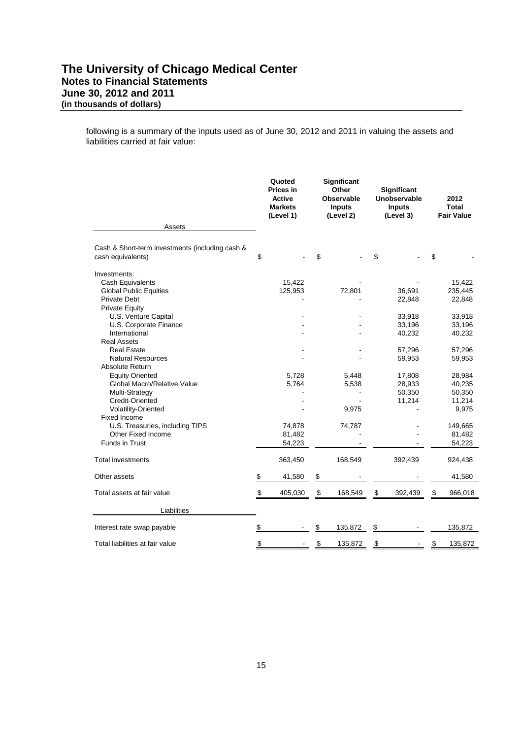following is a summary of the inputs used as of June 30, 2012 and 2011 in valuing the assets and liabilities carried at fair value:

| Assets | Quoted Prices in Active Markets (Level 1) | Significant Other Observable Inputs (Level 2) | Significant Unobservable Inputs (Level 3) | 2012 Total Fair Value |
|---|---|---|---|---|
| Cash & Short-term investments (including cash & cash equivalents) | $ - | $ - | $ - | $ - |
| Investments: | | | | |
| Cash Equivalents | 15,422 | - | - | 15,422 |
| Global Public Equities | 125,953 | 72,801 | 36,691 | 235,445 |
| Private Debt | - | - | 22,848 | 22,848 |
| Private Equity | | | | |
| U.S. Venture Capital | - | - | 33,918 | 33,918 |
| U.S. Corporate Finance | - | - | 33,196 | 33,196 |
| International | - | - | 40,232 | 40,232 |
| Real Assets | | | | |
| Real Estate | - | - | 57,296 | 57,296 |
| Natural Resources | - | - | 59,953 | 59,953 |
| Absolute Return | | | | |
| Equity Oriented | 5,728 | 5,448 | 17,808 | 28,984 |
| Global Macro/Relative Value | 5,764 | 5,538 | 28,933 | 40,235 |
| Multi-Strategy | - | - | 50,350 | 50,350 |
| Credit-Oriented | - | - | 11,214 | 11,214 |
| Volatility-Oriented | - | 9,975 | - | 9,975 |
| Fixed Income | | | | |
| U.S. Treasuries, including TIPS | 74,878 | 74,787 | - | 149,665 |
| Other Fixed Income | 81,482 | - | - | 81,482 |
| Funds in Trust | 54,223 | - | - | 54,223 |
| Total investments | 363,450 | 168,549 | 392,439 | 924,438 |
| Other assets | $ 41,580 | $ - | - | 41,580 |
| Total assets at fair value | $ 405,030 | $ 168,549 | $ 392,439 | $ 966,018 |
| **Liabilities** | | | | |
| Interest rate swap payable | $ - | $ 135,872 | $ - | 135,872 |
| Total liabilities at fair value | $ - | $ 135,872 | $ - | $ 135,872 |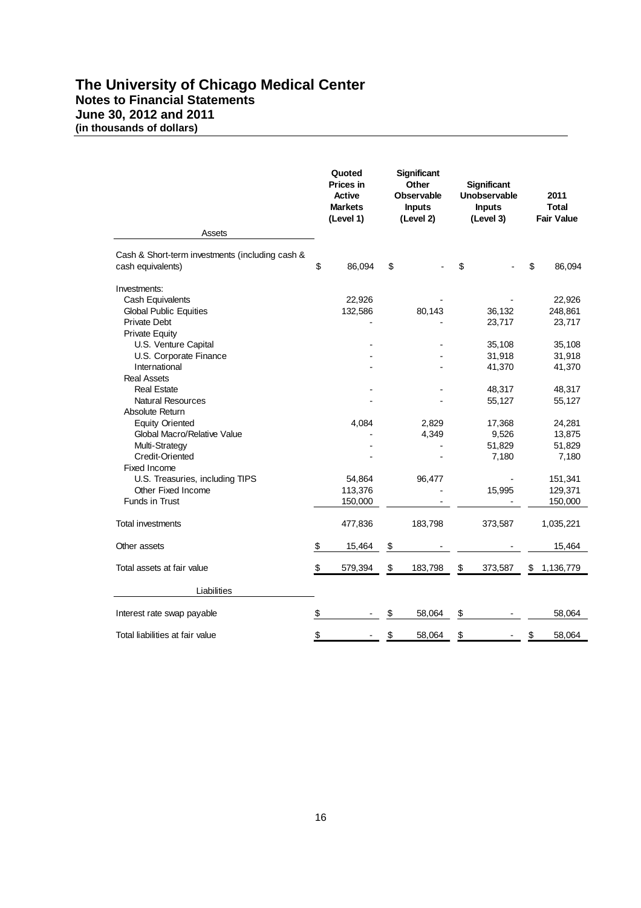# The University of Chicago Medical Center
## Notes to Financial Statements
## June 30, 2012 and 2011
### (in thousands of dollars)

| Assets | Quoted Prices in Active Markets (Level 1) | Significant Other Observable Inputs (Level 2) | Significant Unobservable Inputs (Level 3) | 2011 Total Fair Value |
|---|---|---|---|---|
| Cash & Short-term investments (including cash & cash equivalents) | $ 86,094 | $ - | $ - | $ 86,094 |
| Investments: | | | | |
| Cash Equivalents | 22,926 | - | - | 22,926 |
| Global Public Equities | 132,586 | 80,143 | 36,132 | 248,861 |
| Private Debt | - | - | 23,717 | 23,717 |
| Private Equity | | | | |
| U.S. Venture Capital | - | - | 35,108 | 35,108 |
| U.S. Corporate Finance | - | - | 31,918 | 31,918 |
| International | - | - | 41,370 | 41,370 |
| Real Assets | | | | |
| Real Estate | - | - | 48,317 | 48,317 |
| Natural Resources | - | - | 55,127 | 55,127 |
| Absolute Return | | | | |
| Equity Oriented | 4,084 | 2,829 | 17,368 | 24,281 |
| Global Macro/Relative Value | - | 4,349 | 9,526 | 13,875 |
| Multi-Strategy | - | - | 51,829 | 51,829 |
| Credit-Oriented | - | - | 7,180 | 7,180 |
| Fixed Income | | | | |
| U.S. Treasuries, including TIPS | 54,864 | 96,477 | - | 151,341 |
| Other Fixed Income | 113,376 | - | 15,995 | 129,371 |
| Funds in Trust | 150,000 | - | - | 150,000 |
| Total investments | 477,836 | 183,798 | 373,587 | 1,035,221 |
| Other assets | $ 15,464 | $ - | - | 15,464 |
| Total assets at fair value | $ 579,394 | $ 183,798 | $ 373,587 | $ 1,136,779 |
| **Liabilities** | | | | |
| Interest rate swap payable | $ - | $ 58,064 | $ - | 58,064 |
| Total liabilities at fair value | $ - | $ 58,064 | $ - | $ 58,064 |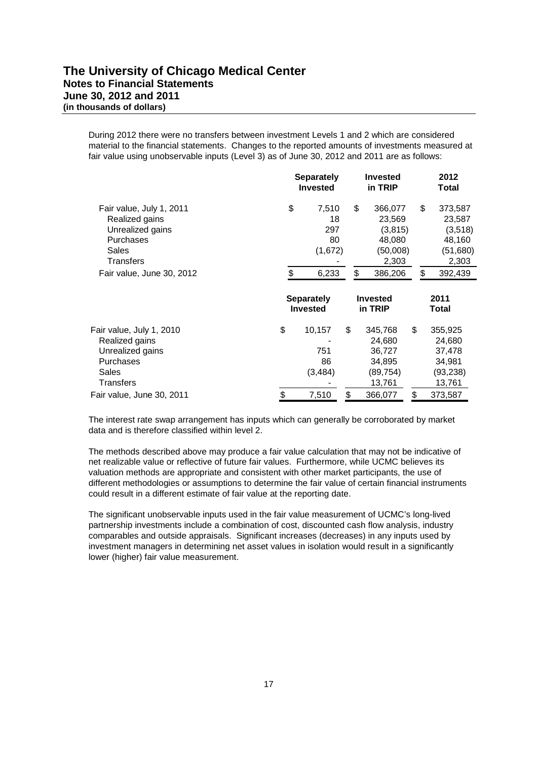During 2012 there were no transfers between investment Levels 1 and 2 which are considered material to the financial statements. Changes to the reported amounts of investments measured at fair value using unobservable inputs (Level 3) as of June 30, 2012 and 2011 are as follows:

| | Separately Invested | Invested in TRIP | 2012 Total |
|---|---|---|---|
| Fair value, July 1, 2011 | $ 7,510 | $ 366,077 | $ 373,587 |
| Realized gains | 18 | 23,569 | 23,587 |
| Unrealized gains | 297 | (3,815) | (3,518) |
| Purchases | 80 | 48,080 | 48,160 |
| Sales | (1,672) | (50,008) | (51,680) |
| Transfers | - | 2,303 | 2,303 |
| Fair value, June 30, 2012 | $ 6,233 | $ 386,206 | $ 392,439 |

| | Separately Invested | Invested in TRIP | 2011 Total |
|---|---|---|---|
| Fair value, July 1, 2010 | $ 10,157 | $ 345,768 | $ 355,925 |
| Realized gains | - | 24,680 | 24,680 |
| Unrealized gains | 751 | 36,727 | 37,478 |
| Purchases | 86 | 34,895 | 34,981 |
| Sales | (3,484) | (89,754) | (93,238) |
| Transfers | - | 13,761 | 13,761 |
| Fair value, June 30, 2011 | $ 7,510 | $ 366,077 | $ 373,587 |

The interest rate swap arrangement has inputs which can generally be corroborated by market data and is therefore classified within level 2.

The methods described above may produce a fair value calculation that may not be indicative of net realizable value or reflective of future fair values. Furthermore, while UCMC believes its valuation methods are appropriate and consistent with other market participants, the use of different methodologies or assumptions to determine the fair value of certain financial instruments could result in a different estimate of fair value at the reporting date.

The significant unobservable inputs used in the fair value measurement of UCMC's long-lived partnership investments include a combination of cost, discounted cash flow analysis, industry comparables and outside appraisals. Significant increases (decreases) in any inputs used by investment managers in determining net asset values in isolation would result in a significantly lower (higher) fair value measurement.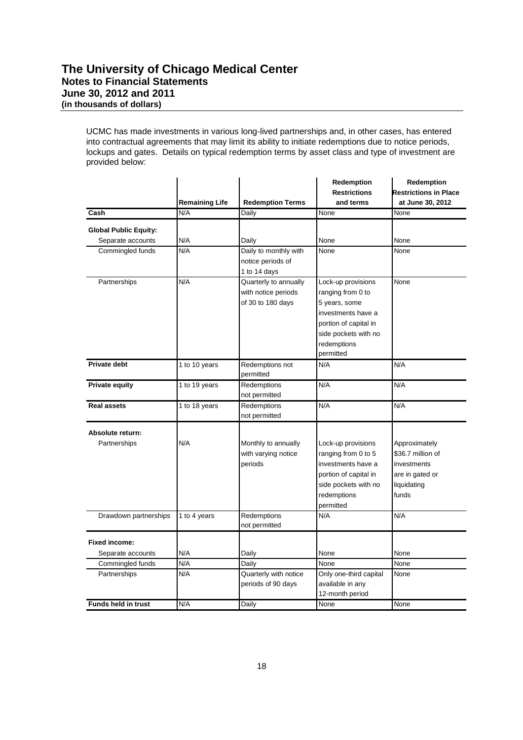UCMC has made investments in various long-lived partnerships and, in other cases, has entered into contractual agreements that may limit its ability to initiate redemptions due to notice periods, lockups and gates. Details on typical redemption terms by asset class and type of investment are provided below:

| | Remaining Life | Redemption Terms | Redemption Restrictions and terms | Redemption Restrictions in Place at June 30, 2012 |
|---|---|---|---|---|
| **Cash** | N/A | Daily | None | None |
| **Global Public Equity:** | | | | |
| Separate accounts | N/A | Daily | None | None |
| Commingled funds | N/A | Daily to monthly with notice periods of 1 to 14 days | None | None |
| Partnerships | N/A | Quarterly to annually with notice periods of 30 to 180 days | Lock-up provisions ranging from 0 to 5 years, some investments have a portion of capital in side pockets with no redemptions permitted | None |
| **Private debt** | 1 to 10 years | Redemptions not permitted | N/A | N/A |
| **Private equity** | 1 to 19 years | Redemptions not permitted | N/A | N/A |
| **Real assets** | 1 to 18 years | Redemptions not permitted | N/A | N/A |
| **Absolute return:** | | | | |
| Partnerships | N/A | Monthly to annually with varying notice periods | Lock-up provisions ranging from 0 to 5 investments have a portion of capital in side pockets with no redemptions permitted | Approximately $36.7 million of investments are in gated or liquidating funds |
| Drawdown partnerships | 1 to 4 years | Redemptions not permitted | N/A | N/A |
| **Fixed income:** | | | | |
| Separate accounts | N/A | Daily | None | None |
| Commingled funds | N/A | Daily | None | None |
| Partnerships | N/A | Quarterly with notice periods of 90 days | Only one-third capital available in any 12-month period | None |
| **Funds held in trust** | N/A | Daily | None | None |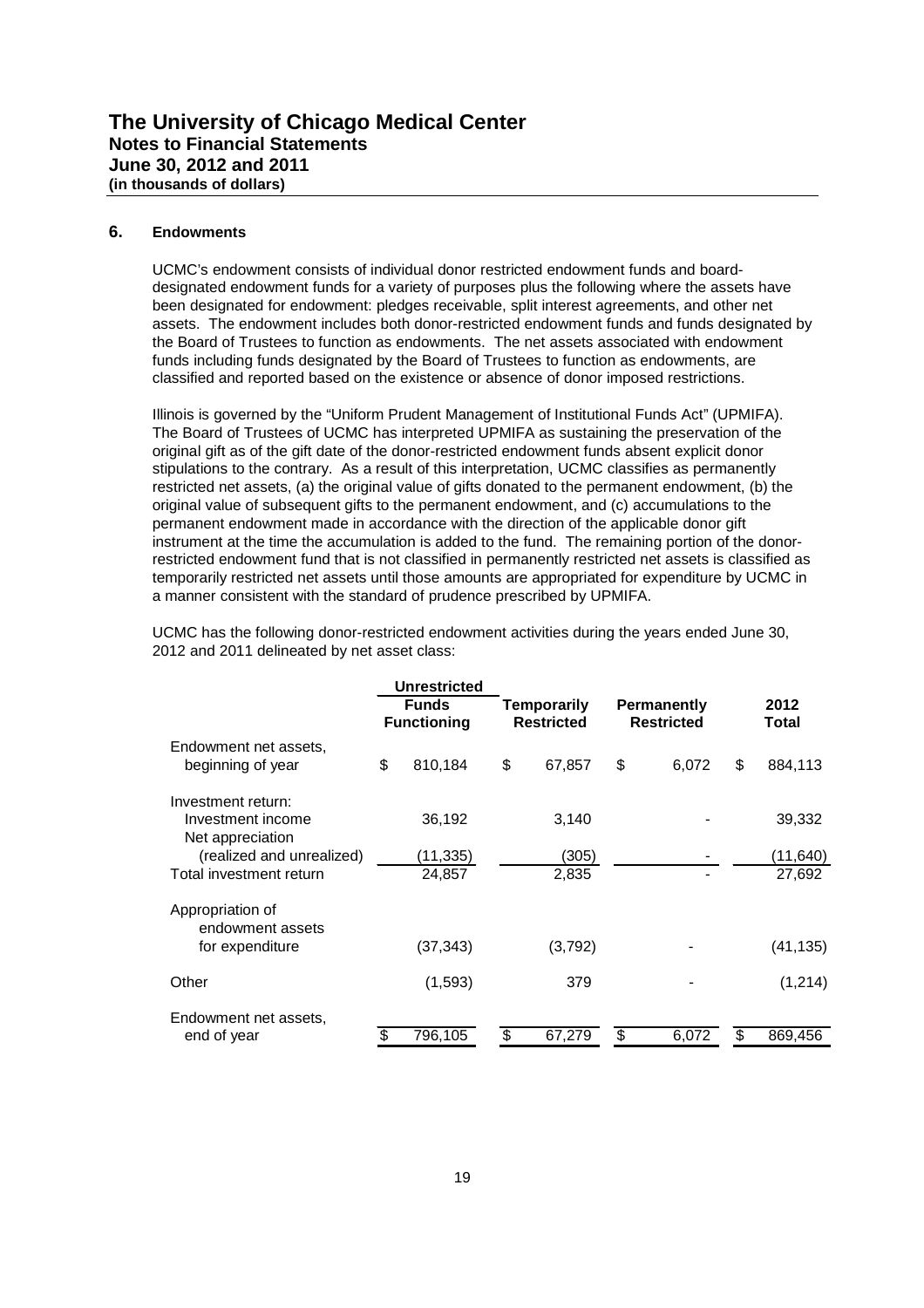# The University of Chicago Medical Center
## Notes to Financial Statements
## June 30, 2012 and 2011
**(in thousands of dollars)**

### 6. Endowments

UCMC's endowment consists of individual donor restricted endowment funds and board-designated endowment funds for a variety of purposes plus the following where the assets have been designated for endowment: pledges receivable, split interest agreements, and other net assets. The endowment includes both donor-restricted endowment funds and funds designated by the Board of Trustees to function as endowments. The net assets associated with endowment funds including funds designated by the Board of Trustees to function as endowments, are classified and reported based on the existence or absence of donor imposed restrictions.

Illinois is governed by the "Uniform Prudent Management of Institutional Funds Act" (UPMIFA). The Board of Trustees of UCMC has interpreted UPMIFA as sustaining the preservation of the original gift as of the gift date of the donor-restricted endowment funds absent explicit donor stipulations to the contrary. As a result of this interpretation, UCMC classifies as permanently restricted net assets, (a) the original value of gifts donated to the permanent endowment, (b) the original value of subsequent gifts to the permanent endowment, and (c) accumulations to the permanent endowment made in accordance with the direction of the applicable donor gift instrument at the time the accumulation is added to the fund. The remaining portion of the donor-restricted endowment fund that is not classified in permanently restricted net assets is classified as temporarily restricted net assets until those amounts are appropriated for expenditure by UCMC in a manner consistent with the standard of prudence prescribed by UPMIFA.

UCMC has the following donor-restricted endowment activities during the years ended June 30, 2012 and 2011 delineated by net asset class:

| | Unrestricted Funds Functioning | Temporarily Restricted | Permanently Restricted | 2012 Total |
|---|---|---|---|---|
| Endowment net assets, beginning of year | $ 810,184 | $ 67,857 | $ 6,072 | $ 884,113 |
| Investment return: | | | | |
| Investment income | 36,192 | 3,140 | - | 39,332 |
| Net appreciation (realized and unrealized) | (11,335) | (305) | - | (11,640) |
| Total investment return | 24,857 | 2,835 | - | 27,692 |
| Appropriation of endowment assets for expenditure | (37,343) | (3,792) | - | (41,135) |
| Other | (1,593) | 379 | - | (1,214) |
| Endowment net assets, end of year | $ 796,105 | $ 67,279 | $ 6,072 | $ 869,456 |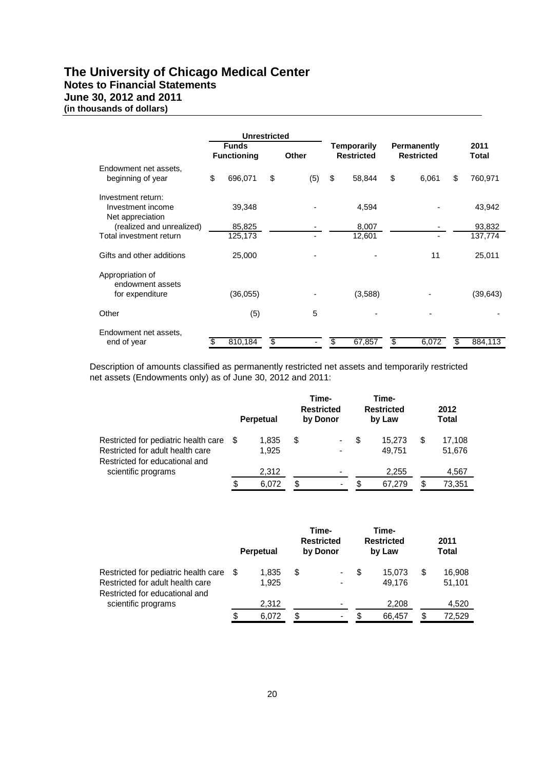| | Unrestricted | | | | |
|---|---|---|---|---|---|
| | Funds Functioning | Other | Temporarily Restricted | Permanently Restricted | 2011 Total |
| Endowment net assets, beginning of year | $ 696,071 | $ (5) | $ 58,844 | $ 6,061 | $ 760,971 |
| Investment return: | | | | | |
| Investment income | 39,348 | - | 4,594 | - | 43,942 |
| Net appreciation (realized and unrealized) | 85,825 | - | 8,007 | - | 93,832 |
| Total investment return | 125,173 | - | 12,601 | - | 137,774 |
| Gifts and other additions | 25,000 | - | - | 11 | 25,011 |
| Appropriation of endowment assets for expenditure | (36,055) | - | (3,588) | - | (39,643) |
| Other | (5) | 5 | - | - | - |
| Endowment net assets, end of year | $ 810,184 | $ - | $ 67,857 | $ 6,072 | $ 884,113 |

Description of amounts classified as permanently restricted net assets and temporarily restricted net assets (Endowments only) as of June 30, 2012 and 2011:

| | Perpetual | Time-Restricted by Donor | Time-Restricted by Law | 2012 Total |
|---|---|---|---|---|
| Restricted for pediatric health care | $ 1,835 | $ - | $ 15,273 | $ 17,108 |
| Restricted for adult health care | 1,925 | - | 49,751 | 51,676 |
| Restricted for educational and scientific programs | 2,312 | - | 2,255 | 4,567 |
| | $ 6,072 | $ - | $ 67,279 | $ 73,351 |

| | Perpetual | Time-Restricted by Donor | Time-Restricted by Law | 2011 Total |
|---|---|---|---|---|
| Restricted for pediatric health care | $ 1,835 | $ - | $ 15,073 | $ 16,908 |
| Restricted for adult health care | 1,925 | - | 49,176 | 51,101 |
| Restricted for educational and scientific programs | 2,312 | - | 2,208 | 4,520 |
| | $ 6,072 | $ - | $ 66,457 | $ 72,529 |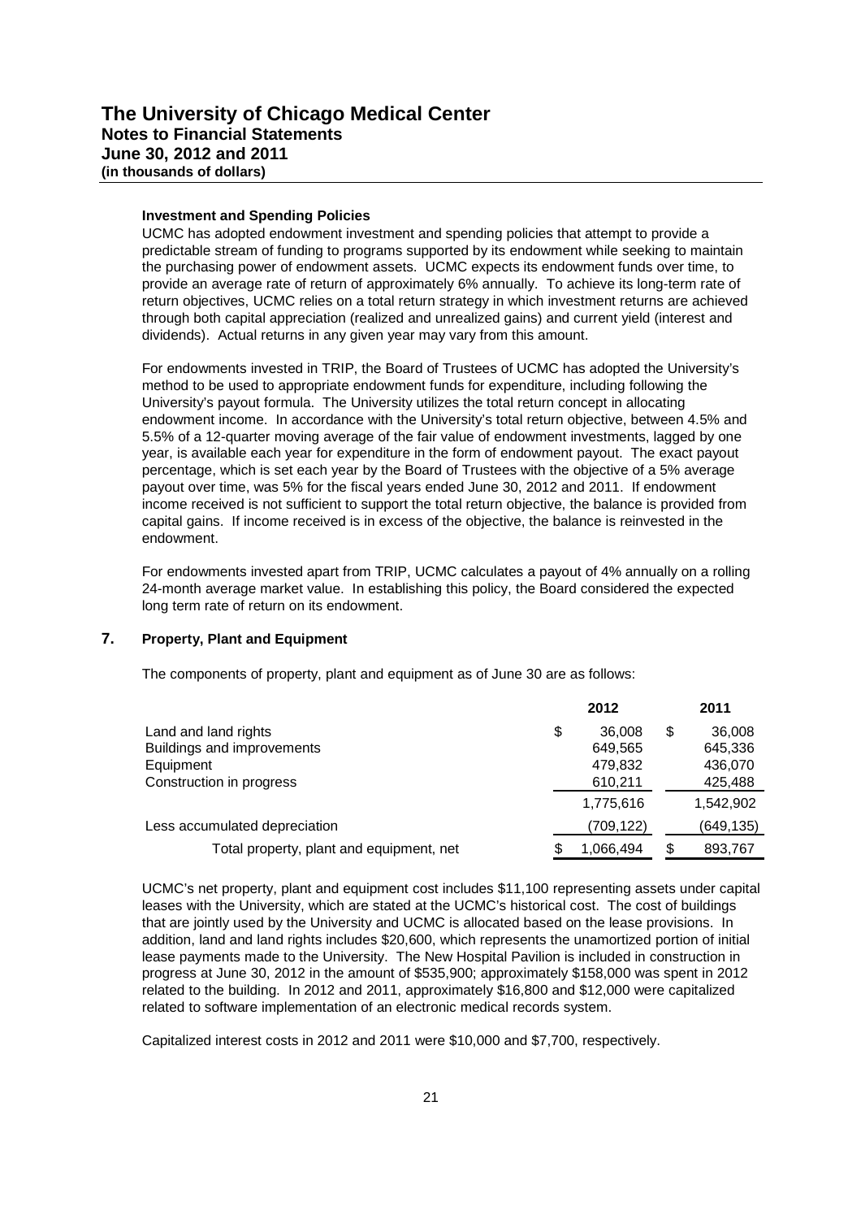**Investment and Spending Policies**

UCMC has adopted endowment investment and spending policies that attempt to provide a predictable stream of funding to programs supported by its endowment while seeking to maintain the purchasing power of endowment assets. UCMC expects its endowment funds over time, to provide an average rate of return of approximately 6% annually. To achieve its long-term rate of return objectives, UCMC relies on a total return strategy in which investment returns are achieved through both capital appreciation (realized and unrealized gains) and current yield (interest and dividends). Actual returns in any given year may vary from this amount.

For endowments invested in TRIP, the Board of Trustees of UCMC has adopted the University's method to be used to appropriate endowment funds for expenditure, including following the University's payout formula. The University utilizes the total return concept in allocating endowment income. In accordance with the University's total return objective, between 4.5% and 5.5% of a 12-quarter moving average of the fair value of endowment investments, lagged by one year, is available each year for expenditure in the form of endowment payout. The exact payout percentage, which is set each year by the Board of Trustees with the objective of a 5% average payout over time, was 5% for the fiscal years ended June 30, 2012 and 2011. If endowment income received is not sufficient to support the total return objective, the balance is provided from capital gains. If income received is in excess of the objective, the balance is reinvested in the endowment.

For endowments invested apart from TRIP, UCMC calculates a payout of 4% annually on a rolling 24-month average market value. In establishing this policy, the Board considered the expected long term rate of return on its endowment.

## 7. Property, Plant and Equipment

The components of property, plant and equipment as of June 30 are as follows:

| | 2012 | 2011 |
|---|---|---|
| Land and land rights | $ 36,008 | $ 36,008 |
| Buildings and improvements | 649,565 | 645,336 |
| Equipment | 479,832 | 436,070 |
| Construction in progress | 610,211 | 425,488 |
| | 1,775,616 | 1,542,902 |
| Less accumulated depreciation | (709,122) | (649,135) |
| Total property, plant and equipment, net | $ 1,066,494 | $ 893,767 |

UCMC's net property, plant and equipment cost includes $11,100 representing assets under capital leases with the University, which are stated at the UCMC's historical cost. The cost of buildings that are jointly used by the University and UCMC is allocated based on the lease provisions. In addition, land and land rights includes $20,600, which represents the unamortized portion of initial lease payments made to the University. The New Hospital Pavilion is included in construction in progress at June 30, 2012 in the amount of $535,900; approximately $158,000 was spent in 2012 related to the building. In 2012 and 2011, approximately $16,800 and $12,000 were capitalized related to software implementation of an electronic medical records system.

Capitalized interest costs in 2012 and 2011 were $10,000 and $7,700, respectively.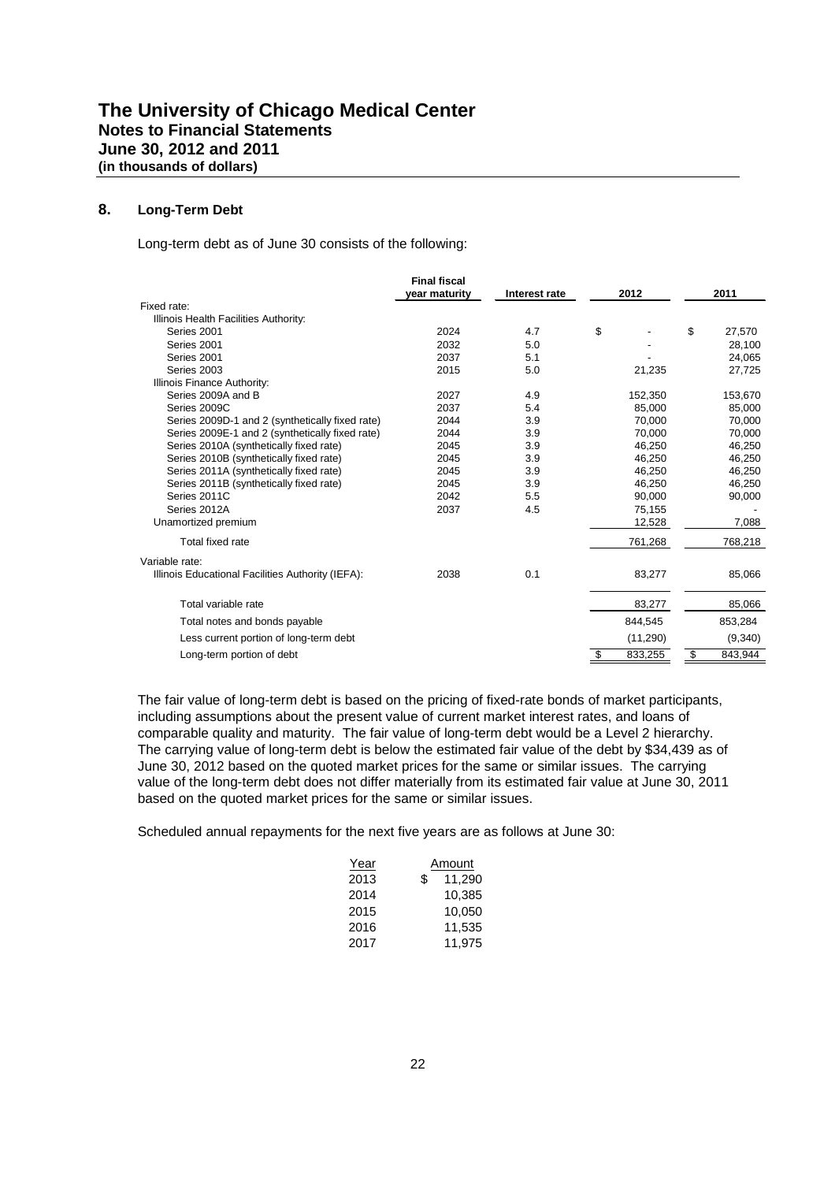# The University of Chicago Medical Center
## Notes to Financial Statements
## June 30, 2012 and 2011
### (in thousands of dollars)

## 8. Long-Term Debt

Long-term debt as of June 30 consists of the following:

| | Final fiscal year maturity | Interest rate | 2012 | 2011 |
|---|---|---|---|---|
| Fixed rate: | | | | |
| Illinois Health Facilities Authority: | | | | |
| Series 2001 | 2024 | 4.7 | $ - | $ 27,570 |
| Series 2001 | 2032 | 5.0 | - | 28,100 |
| Series 2001 | 2037 | 5.1 | - | 24,065 |
| Series 2003 | 2015 | 5.0 | 21,235 | 27,725 |
| Illinois Finance Authority: | | | | |
| Series 2009A and B | 2027 | 4.9 | 152,350 | 153,670 |
| Series 2009C | 2037 | 5.4 | 85,000 | 85,000 |
| Series 2009D-1 and 2 (synthetically fixed rate) | 2044 | 3.9 | 70,000 | 70,000 |
| Series 2009E-1 and 2 (synthetically fixed rate) | 2044 | 3.9 | 70,000 | 70,000 |
| Series 2010A (synthetically fixed rate) | 2045 | 3.9 | 46,250 | 46,250 |
| Series 2010B (synthetically fixed rate) | 2045 | 3.9 | 46,250 | 46,250 |
| Series 2011A (synthetically fixed rate) | 2045 | 3.9 | 46,250 | 46,250 |
| Series 2011B (synthetically fixed rate) | 2045 | 3.9 | 46,250 | 46,250 |
| Series 2011C | 2042 | 5.5 | 90,000 | 90,000 |
| Series 2012A | 2037 | 4.5 | 75,155 | - |
| Unamortized premium | | | 12,528 | 7,088 |
| Total fixed rate | | | 761,268 | 768,218 |
| Variable rate: | | | | |
| Illinois Educational Facilities Authority (IEFA): | 2038 | 0.1 | 83,277 | 85,066 |
| Total variable rate | | | 83,277 | 85,066 |
| Total notes and bonds payable | | | 844,545 | 853,284 |
| Less current portion of long-term debt | | | (11,290) | (9,340) |
| Long-term portion of debt | | | $ 833,255 | $ 843,944 |

The fair value of long-term debt is based on the pricing of fixed-rate bonds of market participants, including assumptions about the present value of current market interest rates, and loans of comparable quality and maturity. The fair value of long-term debt would be a Level 2 hierarchy. The carrying value of long-term debt is below the estimated fair value of the debt by $34,439 as of June 30, 2012 based on the quoted market prices for the same or similar issues. The carrying value of the long-term debt does not differ materially from its estimated fair value at June 30, 2011 based on the quoted market prices for the same or similar issues.

Scheduled annual repayments for the next five years are as follows at June 30:

| Year | Amount |
|---|---|
| 2013 | $ 11,290 |
| 2014 | 10,385 |
| 2015 | 10,050 |
| 2016 | 11,535 |
| 2017 | 11,975 |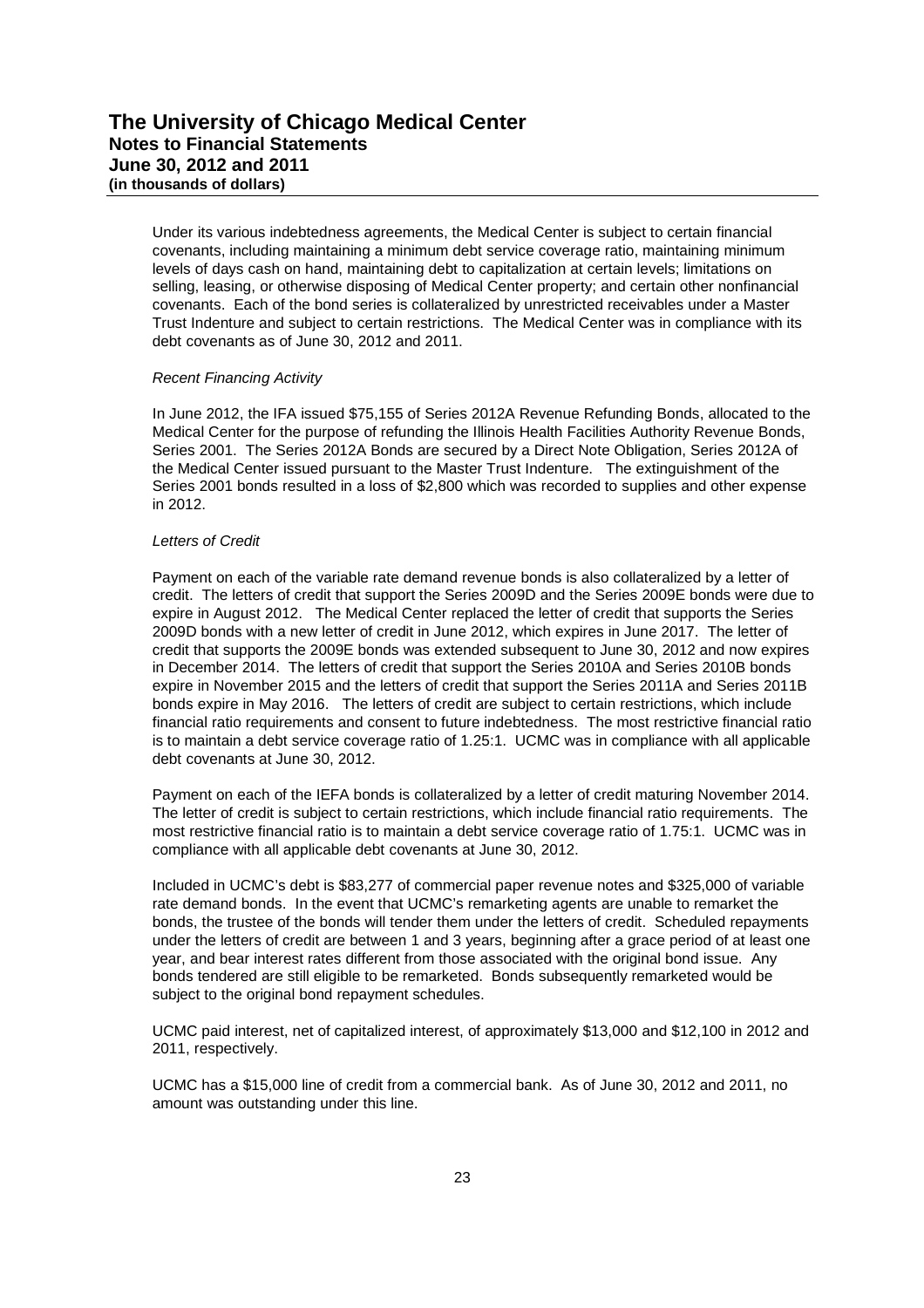Under its various indebtedness agreements, the Medical Center is subject to certain financial covenants, including maintaining a minimum debt service coverage ratio, maintaining minimum levels of days cash on hand, maintaining debt to capitalization at certain levels; limitations on selling, leasing, or otherwise disposing of Medical Center property; and certain other nonfinancial covenants. Each of the bond series is collateralized by unrestricted receivables under a Master Trust Indenture and subject to certain restrictions. The Medical Center was in compliance with its debt covenants as of June 30, 2012 and 2011.

*Recent Financing Activity*

In June 2012, the IFA issued $75,155 of Series 2012A Revenue Refunding Bonds, allocated to the Medical Center for the purpose of refunding the Illinois Health Facilities Authority Revenue Bonds, Series 2001. The Series 2012A Bonds are secured by a Direct Note Obligation, Series 2012A of the Medical Center issued pursuant to the Master Trust Indenture. The extinguishment of the Series 2001 bonds resulted in a loss of $2,800 which was recorded to supplies and other expense in 2012.

*Letters of Credit*

Payment on each of the variable rate demand revenue bonds is also collateralized by a letter of credit. The letters of credit that support the Series 2009D and the Series 2009E bonds were due to expire in August 2012. The Medical Center replaced the letter of credit that supports the Series 2009D bonds with a new letter of credit in June 2012, which expires in June 2017. The letter of credit that supports the 2009E bonds was extended subsequent to June 30, 2012 and now expires in December 2014. The letters of credit that support the Series 2010A and Series 2010B bonds expire in November 2015 and the letters of credit that support the Series 2011A and Series 2011B bonds expire in May 2016. The letters of credit are subject to certain restrictions, which include financial ratio requirements and consent to future indebtedness. The most restrictive financial ratio is to maintain a debt service coverage ratio of 1.25:1. UCMC was in compliance with all applicable debt covenants at June 30, 2012.

Payment on each of the IEFA bonds is collateralized by a letter of credit maturing November 2014. The letter of credit is subject to certain restrictions, which include financial ratio requirements. The most restrictive financial ratio is to maintain a debt service coverage ratio of 1.75:1. UCMC was in compliance with all applicable debt covenants at June 30, 2012.

Included in UCMC's debt is $83,277 of commercial paper revenue notes and $325,000 of variable rate demand bonds. In the event that UCMC's remarketing agents are unable to remarket the bonds, the trustee of the bonds will tender them under the letters of credit. Scheduled repayments under the letters of credit are between 1 and 3 years, beginning after a grace period of at least one year, and bear interest rates different from those associated with the original bond issue. Any bonds tendered are still eligible to be remarketed. Bonds subsequently remarketed would be subject to the original bond repayment schedules.

UCMC paid interest, net of capitalized interest, of approximately $13,000 and $12,100 in 2012 and 2011, respectively.

UCMC has a $15,000 line of credit from a commercial bank. As of June 30, 2012 and 2011, no amount was outstanding under this line.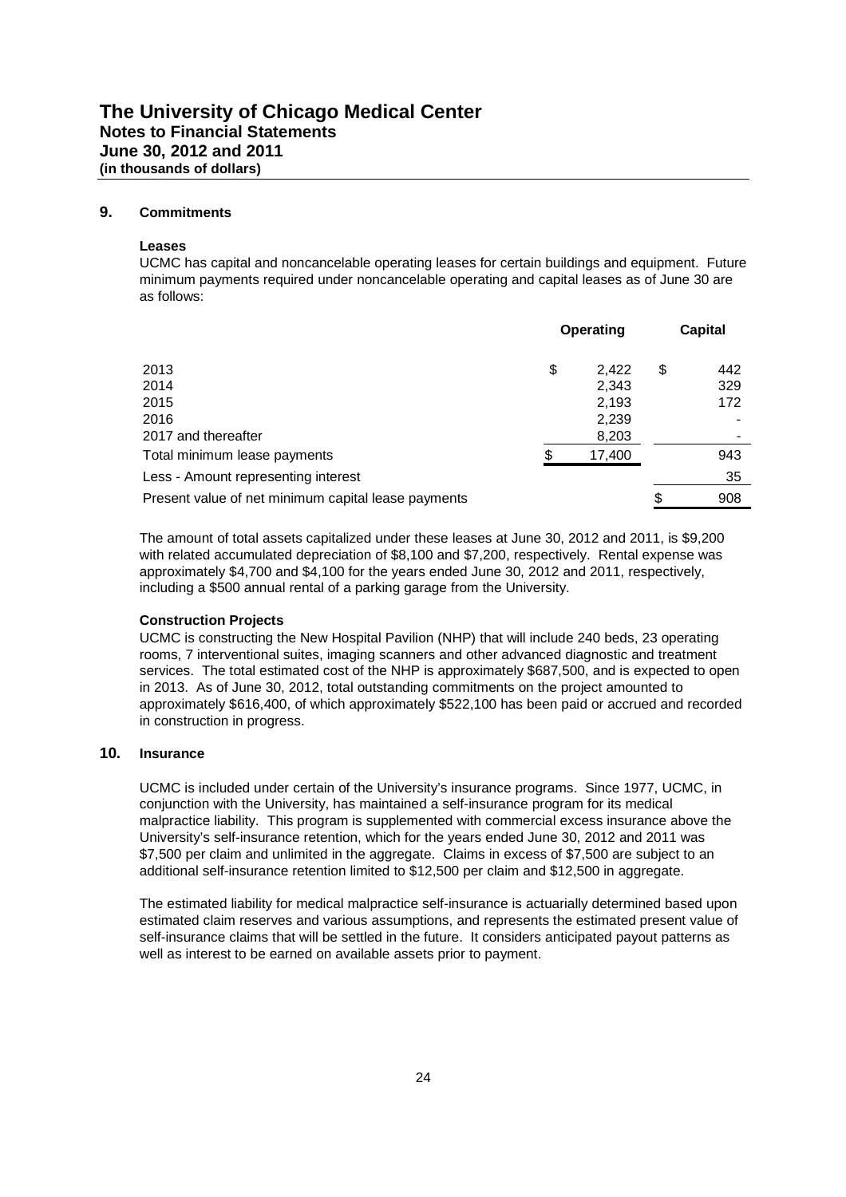## 9. Commitments

### Leases

UCMC has capital and noncancelable operating leases for certain buildings and equipment. Future minimum payments required under noncancelable operating and capital leases as of June 30 are as follows:

| | Operating | Capital |
|---|---|---|
| 2013 | $ 2,422 | $ 442 |
| 2014 | 2,343 | 329 |
| 2015 | 2,193 | 172 |
| 2016 | 2,239 | - |
| 2017 and thereafter | 8,203 | - |
| Total minimum lease payments | $ 17,400 | 943 |
| Less - Amount representing interest | | 35 |
| Present value of net minimum capital lease payments | | $ 908 |

The amount of total assets capitalized under these leases at June 30, 2012 and 2011, is $9,200 with related accumulated depreciation of $8,100 and $7,200, respectively. Rental expense was approximately $4,700 and $4,100 for the years ended June 30, 2012 and 2011, respectively, including a $500 annual rental of a parking garage from the University.

### Construction Projects

UCMC is constructing the New Hospital Pavilion (NHP) that will include 240 beds, 23 operating rooms, 7 interventional suites, imaging scanners and other advanced diagnostic and treatment services. The total estimated cost of the NHP is approximately $687,500, and is expected to open in 2013. As of June 30, 2012, total outstanding commitments on the project amounted to approximately $616,400, of which approximately $522,100 has been paid or accrued and recorded in construction in progress.

## 10. Insurance

UCMC is included under certain of the University's insurance programs. Since 1977, UCMC, in conjunction with the University, has maintained a self-insurance program for its medical malpractice liability. This program is supplemented with commercial excess insurance above the University's self-insurance retention, which for the years ended June 30, 2012 and 2011 was $7,500 per claim and unlimited in the aggregate. Claims in excess of $7,500 are subject to an additional self-insurance retention limited to $12,500 per claim and $12,500 in aggregate.

The estimated liability for medical malpractice self-insurance is actuarially determined based upon estimated claim reserves and various assumptions, and represents the estimated present value of self-insurance claims that will be settled in the future. It considers anticipated payout patterns as well as interest to be earned on available assets prior to payment.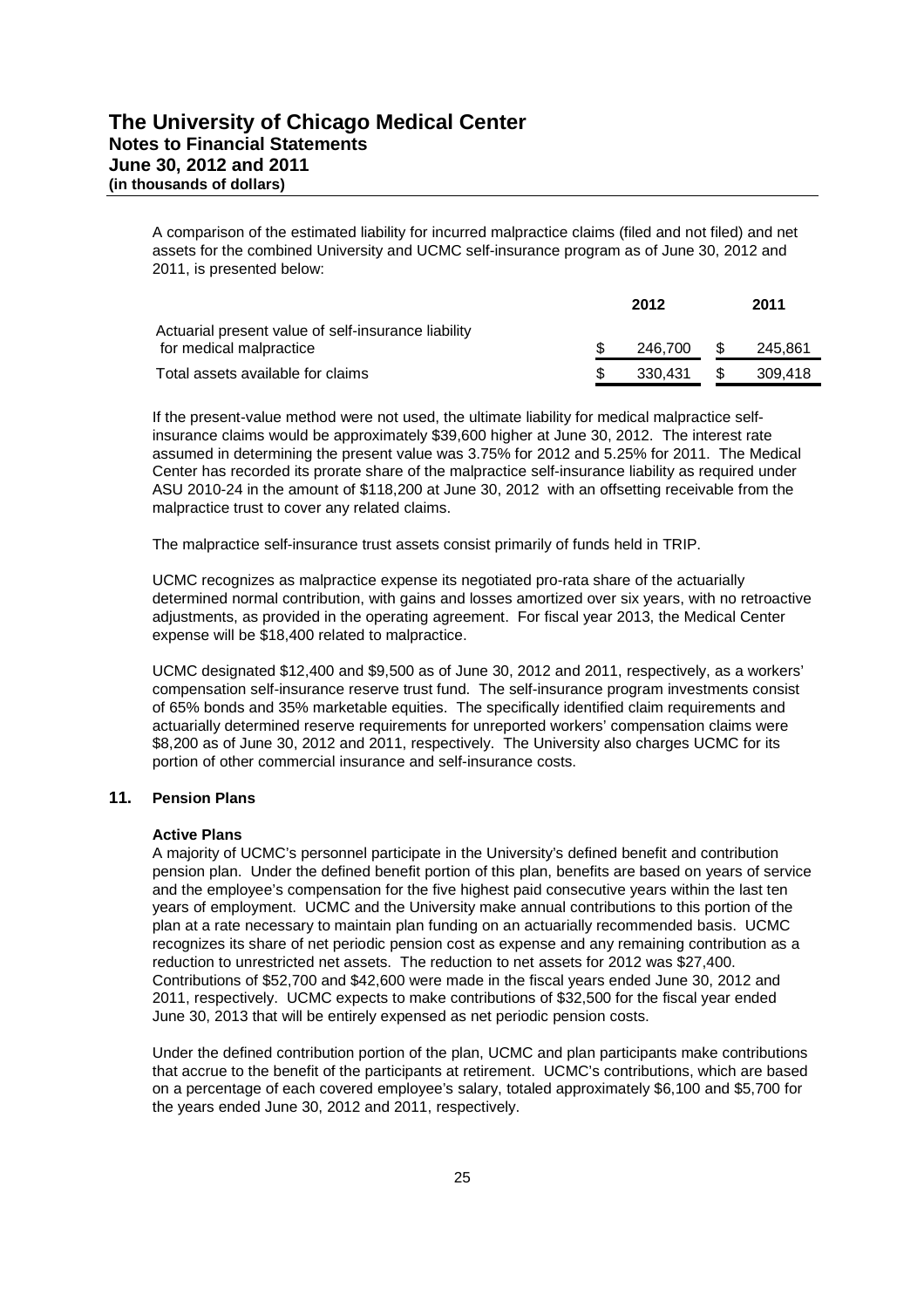A comparison of the estimated liability for incurred malpractice claims (filed and not filed) and net assets for the combined University and UCMC self-insurance program as of June 30, 2012 and 2011, is presented below:

| | 2012 | 2011 |
|---|---|---|
| Actuarial present value of self-insurance liability for medical malpractice | $ 246,700 | $ 245,861 |
| Total assets available for claims | $ 330,431 | $ 309,418 |

If the present-value method were not used, the ultimate liability for medical malpractice self-insurance claims would be approximately $39,600 higher at June 30, 2012. The interest rate assumed in determining the present value was 3.75% for 2012 and 5.25% for 2011. The Medical Center has recorded its prorate share of the malpractice self-insurance liability as required under ASU 2010-24 in the amount of $118,200 at June 30, 2012 with an offsetting receivable from the malpractice trust to cover any related claims.

The malpractice self-insurance trust assets consist primarily of funds held in TRIP.

UCMC recognizes as malpractice expense its negotiated pro-rata share of the actuarially determined normal contribution, with gains and losses amortized over six years, with no retroactive adjustments, as provided in the operating agreement. For fiscal year 2013, the Medical Center expense will be $18,400 related to malpractice.

UCMC designated $12,400 and $9,500 as of June 30, 2012 and 2011, respectively, as a workers' compensation self-insurance reserve trust fund. The self-insurance program investments consist of 65% bonds and 35% marketable equities. The specifically identified claim requirements and actuarially determined reserve requirements for unreported workers' compensation claims were $8,200 as of June 30, 2012 and 2011, respectively. The University also charges UCMC for its portion of other commercial insurance and self-insurance costs.

## 11. Pension Plans

### Active Plans

A majority of UCMC's personnel participate in the University's defined benefit and contribution pension plan. Under the defined benefit portion of this plan, benefits are based on years of service and the employee's compensation for the five highest paid consecutive years within the last ten years of employment. UCMC and the University make annual contributions to this portion of the plan at a rate necessary to maintain plan funding on an actuarially recommended basis. UCMC recognizes its share of net periodic pension cost as expense and any remaining contribution as a reduction to unrestricted net assets. The reduction to net assets for 2012 was $27,400. Contributions of $52,700 and $42,600 were made in the fiscal years ended June 30, 2012 and 2011, respectively. UCMC expects to make contributions of $32,500 for the fiscal year ended June 30, 2013 that will be entirely expensed as net periodic pension costs.

Under the defined contribution portion of the plan, UCMC and plan participants make contributions that accrue to the benefit of the participants at retirement. UCMC's contributions, which are based on a percentage of each covered employee's salary, totaled approximately $6,100 and $5,700 for the years ended June 30, 2012 and 2011, respectively.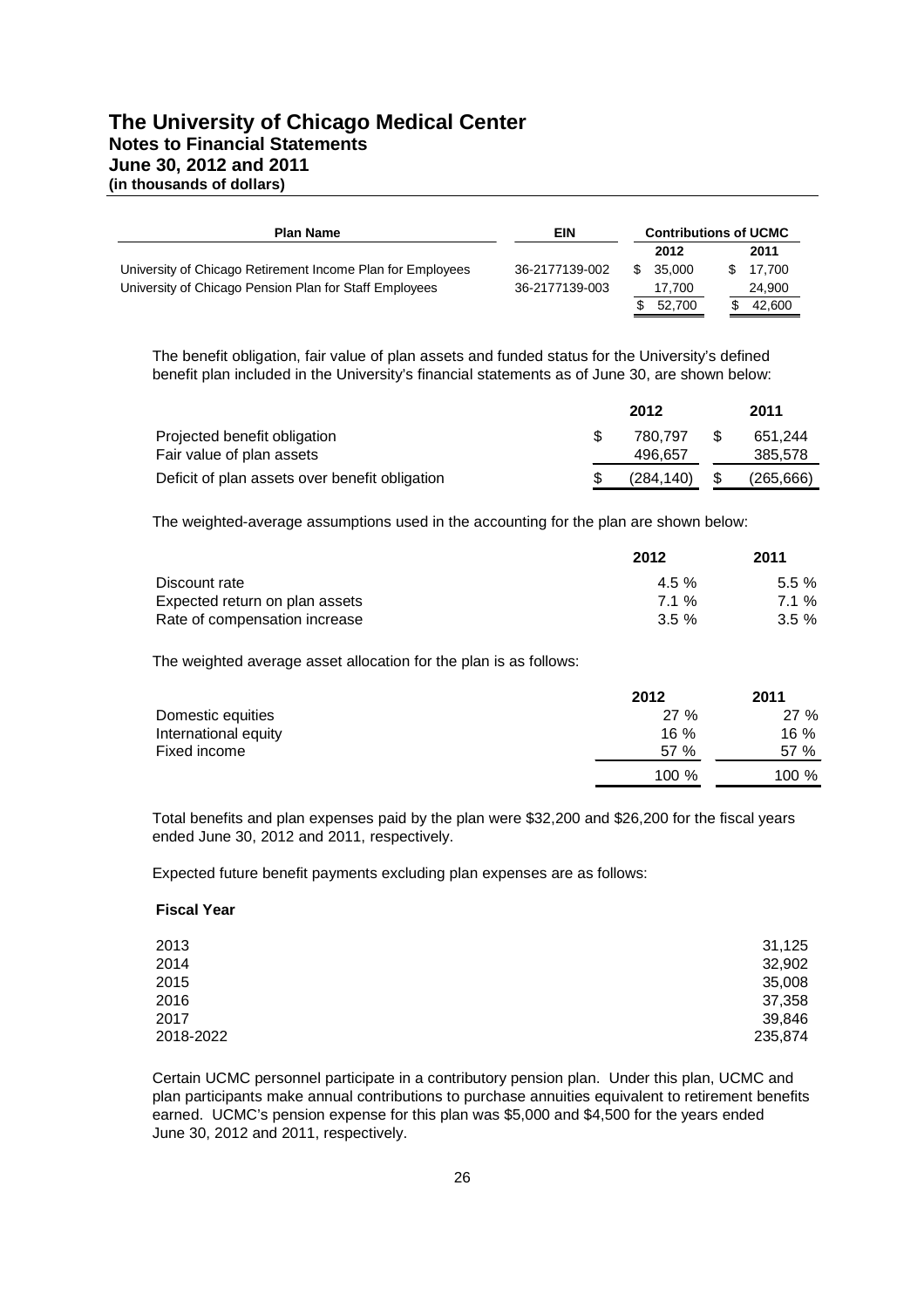# The University of Chicago Medical Center
## Notes to Financial Statements
## June 30, 2012 and 2011
**(in thousands of dollars)**

| Plan Name | EIN | Contributions of UCMC | |
|---|---|---|---|
| | | 2012 | 2011 |
| University of Chicago Retirement Income Plan for Employees | 36-2177139-002 | $ 35,000 | $ 17,700 |
| University of Chicago Pension Plan for Staff Employees | 36-2177139-003 | 17,700 | 24,900 |
| | | $ 52,700 | $ 42,600 |

The benefit obligation, fair value of plan assets and funded status for the University's defined benefit plan included in the University's financial statements as of June 30, are shown below:

| | 2012 | 2011 |
|---|---|---|
| Projected benefit obligation | $ 780,797 | $ 651,244 |
| Fair value of plan assets | 496,657 | 385,578 |
| Deficit of plan assets over benefit obligation | $ (284,140) | $ (265,666) |

The weighted-average assumptions used in the accounting for the plan are shown below:

| | 2012 | 2011 |
|---|---|---|
| Discount rate | 4.5 % | 5.5 % |
| Expected return on plan assets | 7.1 % | 7.1 % |
| Rate of compensation increase | 3.5 % | 3.5 % |

The weighted average asset allocation for the plan is as follows:

| | 2012 | 2011 |
|---|---|---|
| Domestic equities | 27 % | 27 % |
| International equity | 16 % | 16 % |
| Fixed income | 57 % | 57 % |
| | 100 % | 100 % |

Total benefits and plan expenses paid by the plan were $32,200 and $26,200 for the fiscal years ended June 30, 2012 and 2011, respectively.

Expected future benefit payments excluding plan expenses are as follows:

| Fiscal Year | |
|---|---|
| 2013 | 31,125 |
| 2014 | 32,902 |
| 2015 | 35,008 |
| 2016 | 37,358 |
| 2017 | 39,846 |
| 2018-2022 | 235,874 |

Certain UCMC personnel participate in a contributory pension plan. Under this plan, UCMC and plan participants make annual contributions to purchase annuities equivalent to retirement benefits earned. UCMC's pension expense for this plan was $5,000 and $4,500 for the years ended June 30, 2012 and 2011, respectively.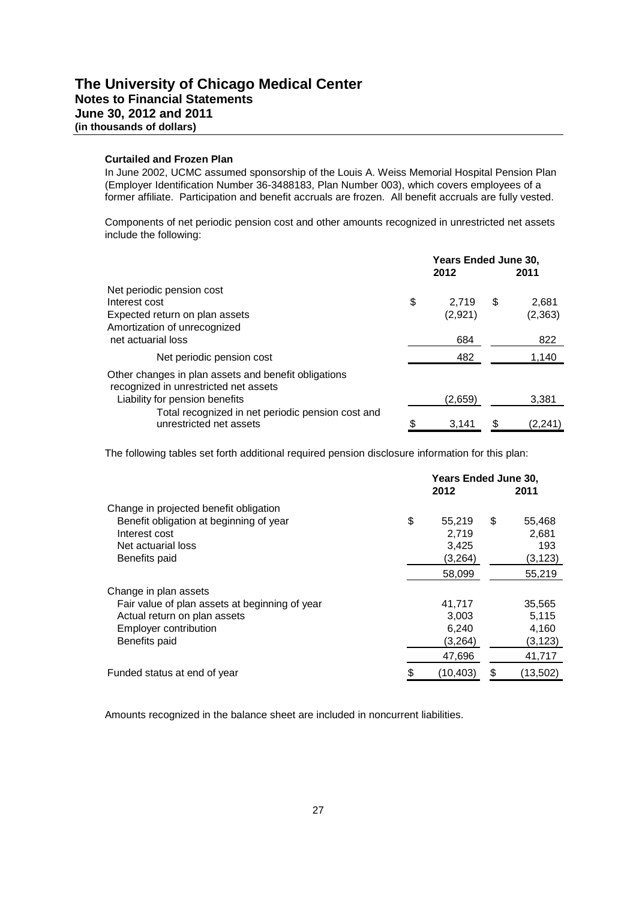### Curtailed and Frozen Plan

In June 2002, UCMC assumed sponsorship of the Louis A. Weiss Memorial Hospital Pension Plan (Employer Identification Number 36-3488183, Plan Number 003), which covers employees of a former affiliate. Participation and benefit accruals are frozen. All benefit accruals are fully vested.

Components of net periodic pension cost and other amounts recognized in unrestricted net assets include the following:

| | Years Ended June 30, 2012 | Years Ended June 30, 2011 |
|---|---|---|
| Net periodic pension cost | | |
| Interest cost | $ 2,719 | $ 2,681 |
| Expected return on plan assets | (2,921) | (2,363) |
| Amortization of unrecognized net actuarial loss | 684 | 822 |
| Net periodic pension cost | 482 | 1,140 |
| Other changes in plan assets and benefit obligations recognized in unrestricted net assets | | |
| Liability for pension benefits | (2,659) | 3,381 |
| Total recognized in net periodic pension cost and unrestricted net assets | $ 3,141 | $ (2,241) |

The following tables set forth additional required pension disclosure information for this plan:

| | Years Ended June 30, 2012 | Years Ended June 30, 2011 |
|---|---|---|
| Change in projected benefit obligation | | |
| Benefit obligation at beginning of year | $ 55,219 | $ 55,468 |
| Interest cost | 2,719 | 2,681 |
| Net actuarial loss | 3,425 | 193 |
| Benefits paid | (3,264) | (3,123) |
| | 58,099 | 55,219 |
| Change in plan assets | | |
| Fair value of plan assets at beginning of year | 41,717 | 35,565 |
| Actual return on plan assets | 3,003 | 5,115 |
| Employer contribution | 6,240 | 4,160 |
| Benefits paid | (3,264) | (3,123) |
| | 47,696 | 41,717 |
| Funded status at end of year | $ (10,403) | $ (13,502) |

Amounts recognized in the balance sheet are included in noncurrent liabilities.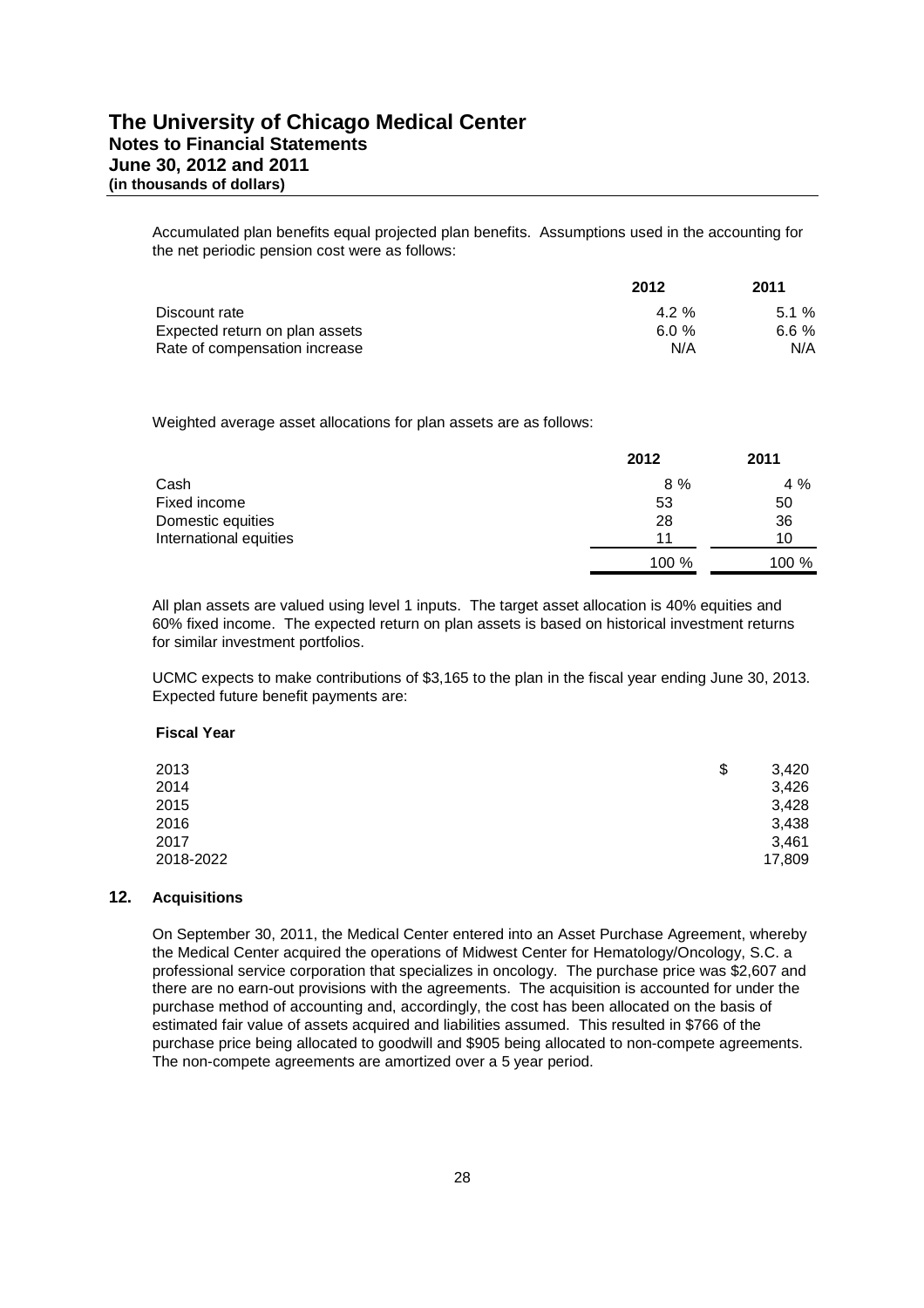Accumulated plan benefits equal projected plan benefits. Assumptions used in the accounting for the net periodic pension cost were as follows:

| | 2012 | 2011 |
|---|---|---|
| Discount rate | 4.2 % | 5.1 % |
| Expected return on plan assets | 6.0 % | 6.6 % |
| Rate of compensation increase | N/A | N/A |

Weighted average asset allocations for plan assets are as follows:

| | 2012 | 2011 |
|---|---|---|
| Cash | 8 % | 4 % |
| Fixed income | 53 | 50 |
| Domestic equities | 28 | 36 |
| International equities | 11 | 10 |
| | 100 % | 100 % |

All plan assets are valued using level 1 inputs. The target asset allocation is 40% equities and 60% fixed income. The expected return on plan assets is based on historical investment returns for similar investment portfolios.

UCMC expects to make contributions of $3,165 to the plan in the fiscal year ending June 30, 2013. Expected future benefit payments are:

| Fiscal Year | |
|---|---|
| 2013 | $ 3,420 |
| 2014 | 3,426 |
| 2015 | 3,428 |
| 2016 | 3,438 |
| 2017 | 3,461 |
| 2018-2022 | 17,809 |

## 12. Acquisitions

On September 30, 2011, the Medical Center entered into an Asset Purchase Agreement, whereby the Medical Center acquired the operations of Midwest Center for Hematology/Oncology, S.C. a professional service corporation that specializes in oncology. The purchase price was $2,607 and there are no earn-out provisions with the agreements. The acquisition is accounted for under the purchase method of accounting and, accordingly, the cost has been allocated on the basis of estimated fair value of assets acquired and liabilities assumed. This resulted in $766 of the purchase price being allocated to goodwill and $905 being allocated to non-compete agreements. The non-compete agreements are amortized over a 5 year period.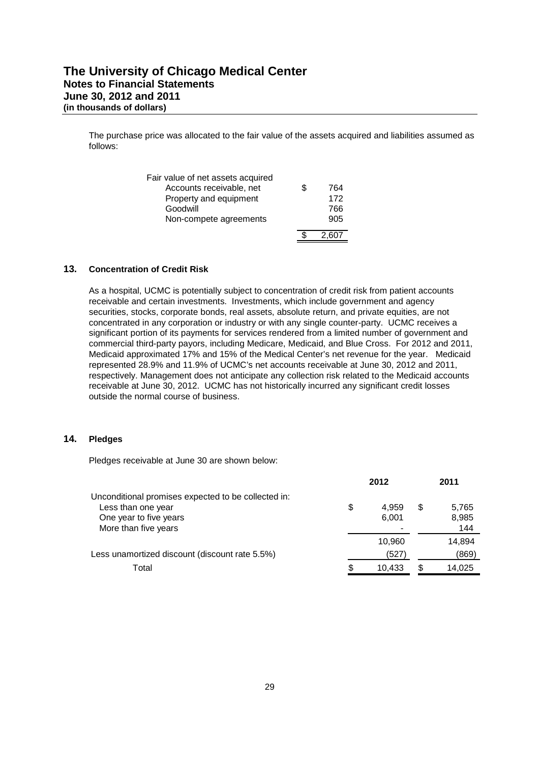The purchase price was allocated to the fair value of the assets acquired and liabilities assumed as follows:

| | | |
|---|---|---|
| Fair value of net assets acquired | | |
| Accounts receivable, net | $ | 764 |
| Property and equipment | | 172 |
| Goodwill | | 766 |
| Non-compete agreements | | 905 |
| | $ | 2,607 |

## 13. Concentration of Credit Risk

As a hospital, UCMC is potentially subject to concentration of credit risk from patient accounts receivable and certain investments. Investments, which include government and agency securities, stocks, corporate bonds, real assets, absolute return, and private equities, are not concentrated in any corporation or industry or with any single counter-party. UCMC receives a significant portion of its payments for services rendered from a limited number of government and commercial third-party payors, including Medicare, Medicaid, and Blue Cross. For 2012 and 2011, Medicaid approximated 17% and 15% of the Medical Center's net revenue for the year. Medicaid represented 28.9% and 11.9% of UCMC's net accounts receivable at June 30, 2012 and 2011, respectively. Management does not anticipate any collection risk related to the Medicaid accounts receivable at June 30, 2012. UCMC has not historically incurred any significant credit losses outside the normal course of business.

## 14. Pledges

Pledges receivable at June 30 are shown below:

| | 2012 | 2011 |
|---|---|---|
| Unconditional promises expected to be collected in: | | |
| Less than one year | $ 4,959 | $ 5,765 |
| One year to five years | 6,001 | 8,985 |
| More than five years | - | 144 |
| | 10,960 | 14,894 |
| Less unamortized discount (discount rate 5.5%) | (527) | (869) |
| Total | $ 10,433 | $ 14,025 |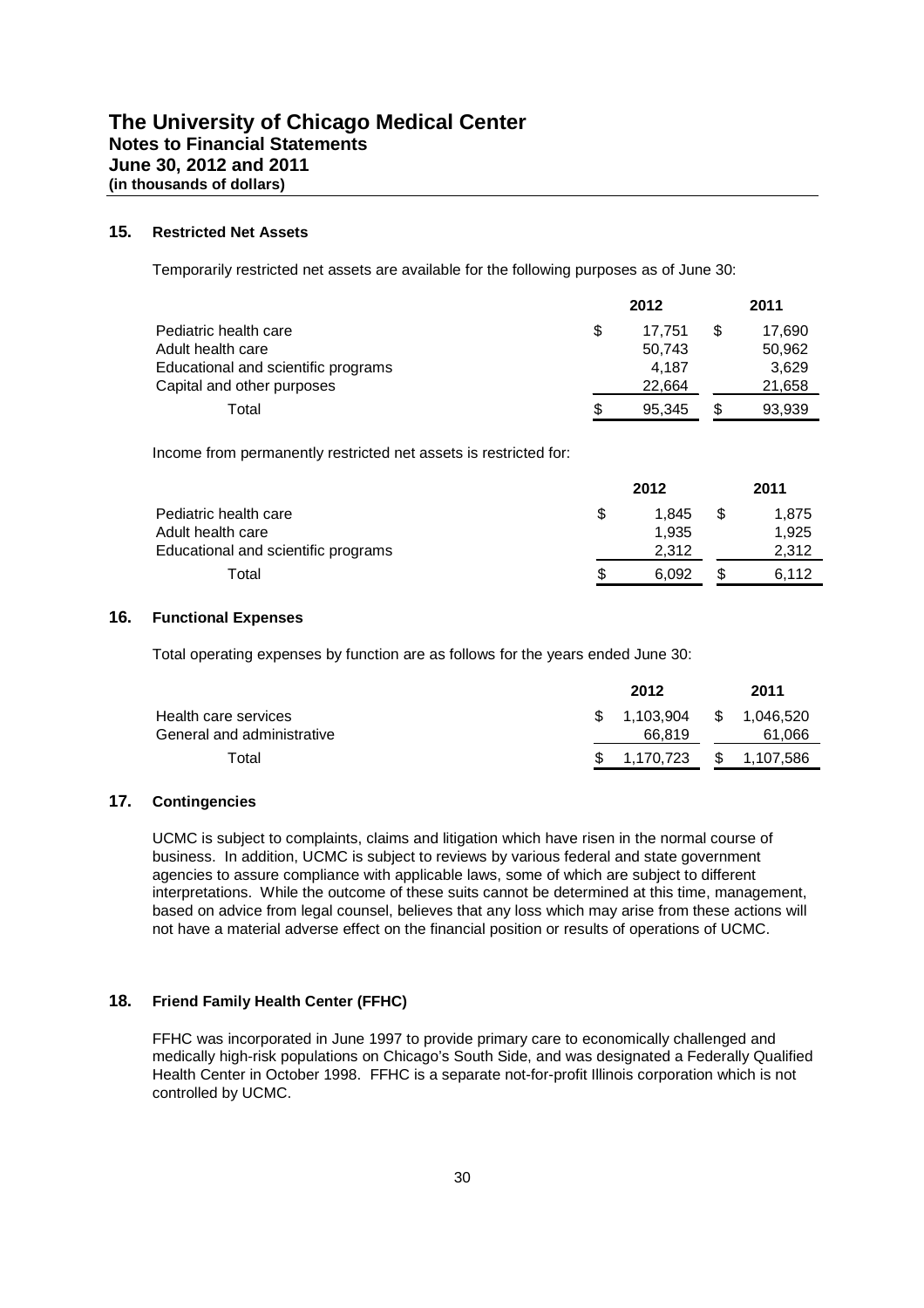## 15. Restricted Net Assets

Temporarily restricted net assets are available for the following purposes as of June 30:

| | 2012 | 2011 |
|---|---|---|
| Pediatric health care | $ 17,751 | $ 17,690 |
| Adult health care | 50,743 | 50,962 |
| Educational and scientific programs | 4,187 | 3,629 |
| Capital and other purposes | 22,664 | 21,658 |
| Total | $ 95,345 | $ 93,939 |

Income from permanently restricted net assets is restricted for:

| | 2012 | 2011 |
|---|---|---|
| Pediatric health care | $ 1,845 | $ 1,875 |
| Adult health care | 1,935 | 1,925 |
| Educational and scientific programs | 2,312 | 2,312 |
| Total | $ 6,092 | $ 6,112 |

## 16. Functional Expenses

Total operating expenses by function are as follows for the years ended June 30:

| | 2012 | 2011 |
|---|---|---|
| Health care services | $ 1,103,904 | $ 1,046,520 |
| General and administrative | 66,819 | 61,066 |
| Total | $ 1,170,723 | $ 1,107,586 |

## 17. Contingencies

UCMC is subject to complaints, claims and litigation which have risen in the normal course of business. In addition, UCMC is subject to reviews by various federal and state government agencies to assure compliance with applicable laws, some of which are subject to different interpretations. While the outcome of these suits cannot be determined at this time, management, based on advice from legal counsel, believes that any loss which may arise from these actions will not have a material adverse effect on the financial position or results of operations of UCMC.

## 18. Friend Family Health Center (FFHC)

FFHC was incorporated in June 1997 to provide primary care to economically challenged and medically high-risk populations on Chicago's South Side, and was designated a Federally Qualified Health Center in October 1998. FFHC is a separate not-for-profit Illinois corporation which is not controlled by UCMC.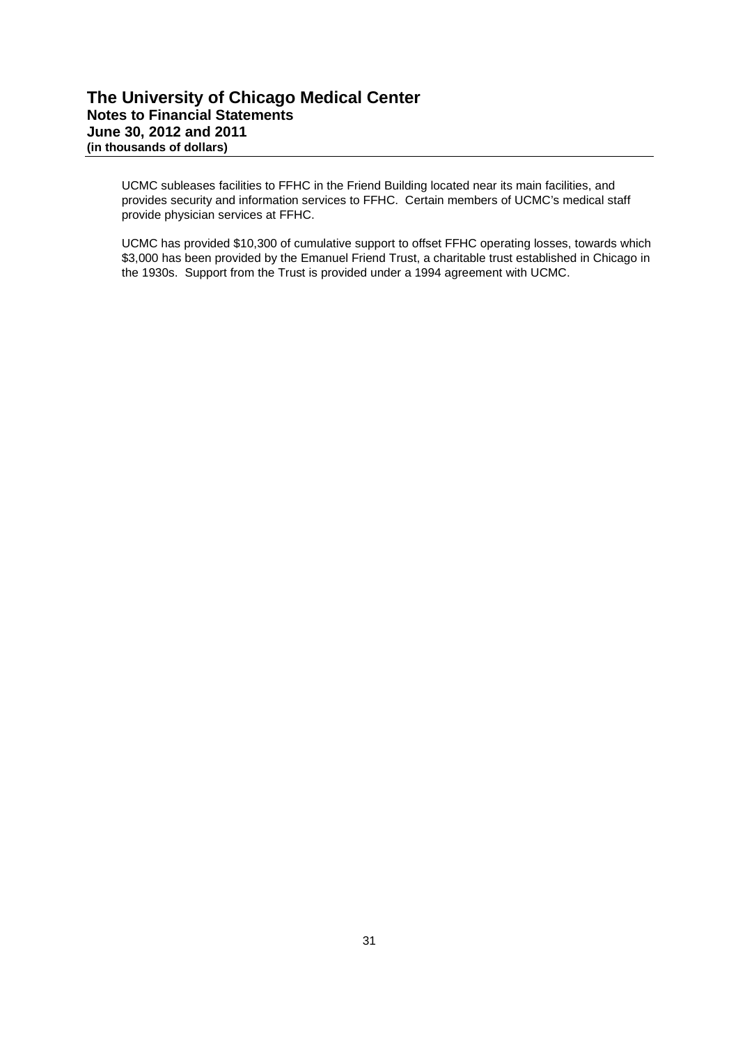UCMC subleases facilities to FFHC in the Friend Building located near its main facilities, and provides security and information services to FFHC. Certain members of UCMC's medical staff provide physician services at FFHC.

UCMC has provided $10,300 of cumulative support to offset FFHC operating losses, towards which $3,000 has been provided by the Emanuel Friend Trust, a charitable trust established in Chicago in the 1930s. Support from the Trust is provided under a 1994 agreement with UCMC.